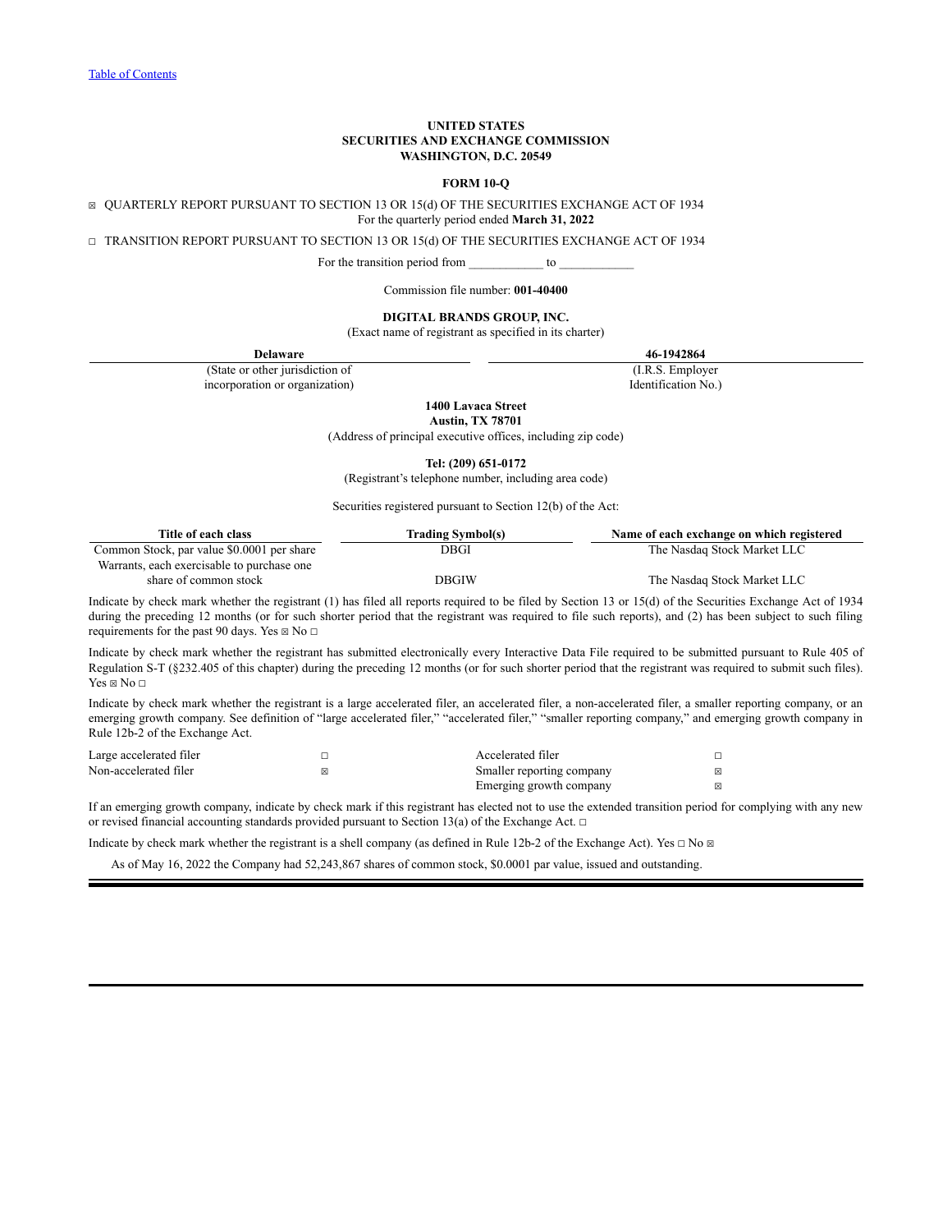[Table of Contents](#)

**UNITED STATES**
**SECURITIES AND EXCHANGE COMMISSION**
**WASHINGTON, D.C. 20549**

**FORM 10-Q**

☒ QUARTERLY REPORT PURSUANT TO SECTION 13 OR 15(d) OF THE SECURITIES EXCHANGE ACT OF 1934
For the quarterly period ended **March 31, 2022**

☐ TRANSITION REPORT PURSUANT TO SECTION 13 OR 15(d) OF THE SECURITIES EXCHANGE ACT OF 1934

For the transition period from ___________ to ___________

Commission file number: **001-40400**

**DIGITAL BRANDS GROUP, INC.**
(Exact name of registrant as specified in its charter)

| **Delaware** | **46-1942864** |
|---|---|
| (State or other jurisdiction of incorporation or organization) | (I.R.S. Employer Identification No.) |

**1400 Lavaca Street**
**Austin, TX 78701**
(Address of principal executive offices, including zip code)

**Tel: (209) 651-0172**
(Registrant's telephone number, including area code)

Securities registered pursuant to Section 12(b) of the Act:

| Title of each class | Trading Symbol(s) | Name of each exchange on which registered |
|---|---|---|
| Common Stock, par value $0.0001 per share | DBGI | The Nasdaq Stock Market LLC |
| Warrants, each exercisable to purchase one share of common stock | DBGIW | The Nasdaq Stock Market LLC |

Indicate by check mark whether the registrant (1) has filed all reports required to be filed by Section 13 or 15(d) of the Securities Exchange Act of 1934 during the preceding 12 months (or for such shorter period that the registrant was required to file such reports), and (2) has been subject to such filing requirements for the past 90 days. Yes ☒ No ☐

Indicate by check mark whether the registrant has submitted electronically every Interactive Data File required to be submitted pursuant to Rule 405 of Regulation S-T (§232.405 of this chapter) during the preceding 12 months (or for such shorter period that the registrant was required to submit such files). Yes ☒ No ☐

Indicate by check mark whether the registrant is a large accelerated filer, an accelerated filer, a non-accelerated filer, a smaller reporting company, or an emerging growth company. See definition of "large accelerated filer," "accelerated filer," "smaller reporting company," and emerging growth company in Rule 12b-2 of the Exchange Act.

| | | | |
|---|---|---|---|
| Large accelerated filer | ☐ | Accelerated filer | ☐ |
| Non-accelerated filer | ☒ | Smaller reporting company | ☒ |
| | | Emerging growth company | ☒ |

If an emerging growth company, indicate by check mark if this registrant has elected not to use the extended transition period for complying with any new or revised financial accounting standards provided pursuant to Section 13(a) of the Exchange Act. ☐

Indicate by check mark whether the registrant is a shell company (as defined in Rule 12b-2 of the Exchange Act). Yes ☐ No ☒

As of May 16, 2022 the Company had 52,243,867 shares of common stock, $0.0001 par value, issued and outstanding.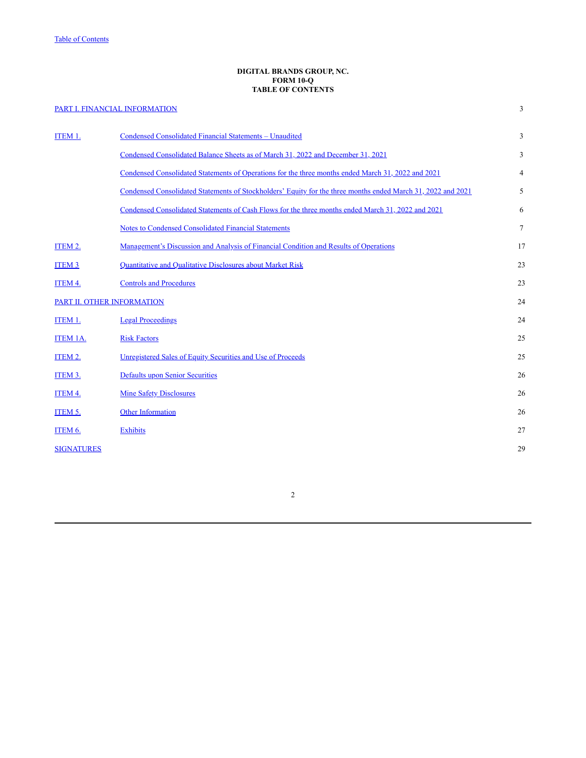Table of Contents

**DIGITAL BRANDS GROUP, NC.**
**FORM 10-Q**
**TABLE OF CONTENTS**

| | | |
|---|---|---|
| PART I. FINANCIAL INFORMATION | | 3 |
| ITEM 1. | Condensed Consolidated Financial Statements – Unaudited | 3 |
| | Condensed Consolidated Balance Sheets as of March 31, 2022 and December 31, 2021 | 3 |
| | Condensed Consolidated Statements of Operations for the three months ended March 31, 2022 and 2021 | 4 |
| | Condensed Consolidated Statements of Stockholders' Equity for the three months ended March 31, 2022 and 2021 | 5 |
| | Condensed Consolidated Statements of Cash Flows for the three months ended March 31, 2022 and 2021 | 6 |
| | Notes to Condensed Consolidated Financial Statements | 7 |
| ITEM 2. | Management's Discussion and Analysis of Financial Condition and Results of Operations | 17 |
| ITEM 3 | Quantitative and Qualitative Disclosures about Market Risk | 23 |
| ITEM 4. | Controls and Procedures | 23 |
| PART II. OTHER INFORMATION | | 24 |
| ITEM 1. | Legal Proceedings | 24 |
| ITEM 1A. | Risk Factors | 25 |
| ITEM 2. | Unregistered Sales of Equity Securities and Use of Proceeds | 25 |
| ITEM 3. | Defaults upon Senior Securities | 26 |
| ITEM 4. | Mine Safety Disclosures | 26 |
| ITEM 5. | Other Information | 26 |
| ITEM 6. | Exhibits | 27 |
| SIGNATURES | | 29 |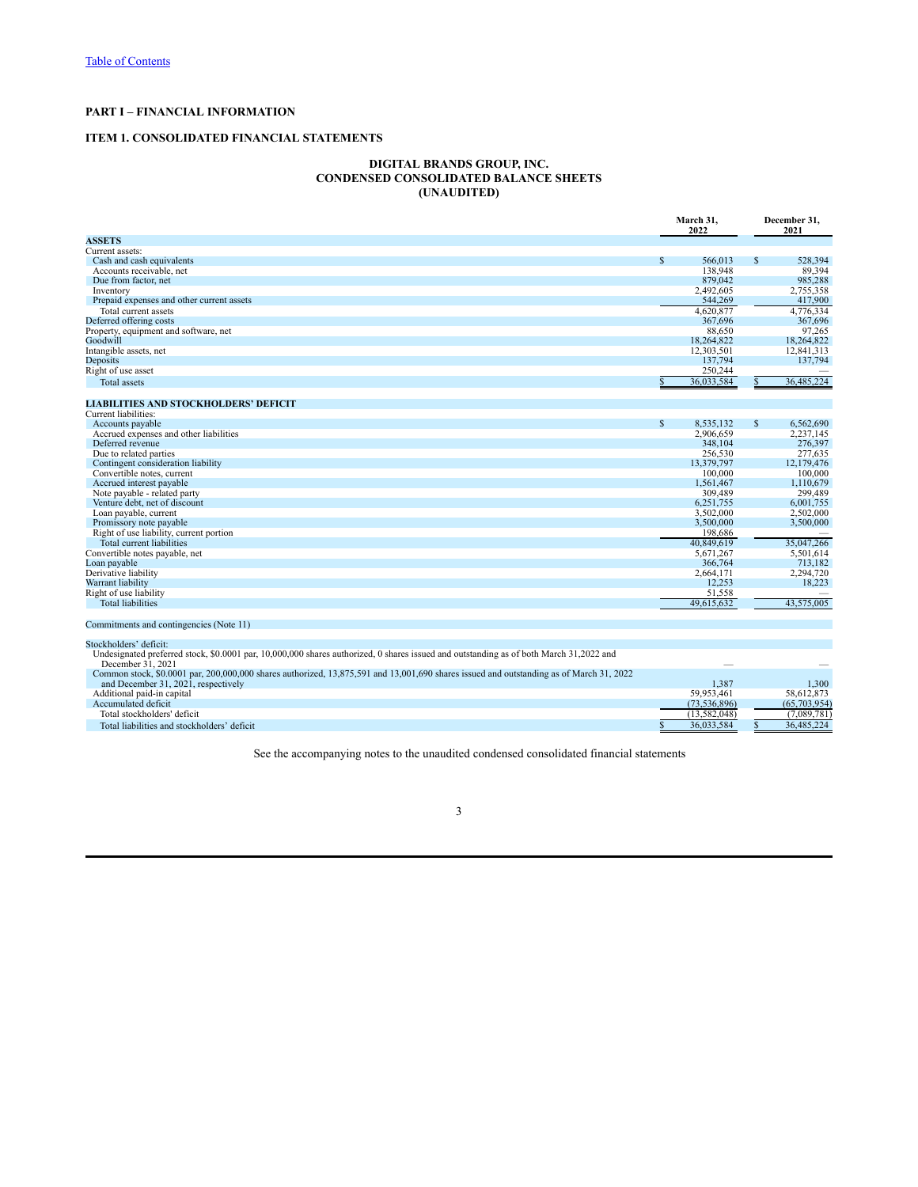# PART I – FINANCIAL INFORMATION

## ITEM 1. CONSOLIDATED FINANCIAL STATEMENTS

**DIGITAL BRANDS GROUP, INC.**
**CONDENSED CONSOLIDATED BALANCE SHEETS**
**(UNAUDITED)**

| | March 31, 2022 | December 31, 2021 |
|---|---|---|
| **ASSETS** | | |
| Current assets: | | |
| Cash and cash equivalents | $ 566,013 | $ 528,394 |
| Accounts receivable, net | 138,948 | 89,394 |
| Due from factor, net | 879,042 | 985,288 |
| Inventory | 2,492,605 | 2,755,358 |
| Prepaid expenses and other current assets | 544,269 | 417,900 |
| Total current assets | 4,620,877 | 4,776,334 |
| Deferred offering costs | 367,696 | 367,696 |
| Property, equipment and software, net | 88,650 | 97,265 |
| Goodwill | 18,264,822 | 18,264,822 |
| Intangible assets, net | 12,303,501 | 12,841,313 |
| Deposits | 137,794 | 137,794 |
| Right of use asset | 250,244 | — |
| Total assets | $ 36,033,584 | $ 36,485,224 |
| | | |
| **LIABILITIES AND STOCKHOLDERS' DEFICIT** | | |
| Current liabilities: | | |
| Accounts payable | $ 8,535,132 | $ 6,562,690 |
| Accrued expenses and other liabilities | 2,906,659 | 2,237,145 |
| Deferred revenue | 348,104 | 276,397 |
| Due to related parties | 256,530 | 277,635 |
| Contingent consideration liability | 13,379,797 | 12,179,476 |
| Convertible notes, current | 100,000 | 100,000 |
| Accrued interest payable | 1,561,467 | 1,110,679 |
| Note payable - related party | 309,489 | 299,489 |
| Venture debt, net of discount | 6,251,755 | 6,001,755 |
| Loan payable, current | 3,502,000 | 2,502,000 |
| Promissory note payable | 3,500,000 | 3,500,000 |
| Right of use liability, current portion | 198,686 | — |
| Total current liabilities | 40,849,619 | 35,047,266 |
| Convertible notes payable, net | 5,671,267 | 5,501,614 |
| Loan payable | 366,764 | 713,182 |
| Derivative liability | 2,664,171 | 2,294,720 |
| Warrant liability | 12,253 | 18,223 |
| Right of use liability | 51,558 | — |
| Total liabilities | 49,615,632 | 43,575,005 |
| | | |
| Commitments and contingencies (Note 11) | | |
| | | |
| Stockholders' deficit: | | |
| Undesignated preferred stock, $0.0001 par, 10,000,000 shares authorized, 0 shares issued and outstanding as of both March 31,2022 and December 31, 2021 | — | — |
| Common stock, $0.0001 par, 200,000,000 shares authorized, 13,875,591 and 13,001,690 shares issued and outstanding as of March 31, 2022 and December 31, 2021, respectively | 1,387 | 1,300 |
| Additional paid-in capital | 59,953,461 | 58,612,873 |
| Accumulated deficit | (73,536,896) | (65,703,954) |
| Total stockholders' deficit | (13,582,048) | (7,089,781) |
| Total liabilities and stockholders' deficit | $ 36,033,584 | $ 36,485,224 |

See the accompanying notes to the unaudited condensed consolidated financial statements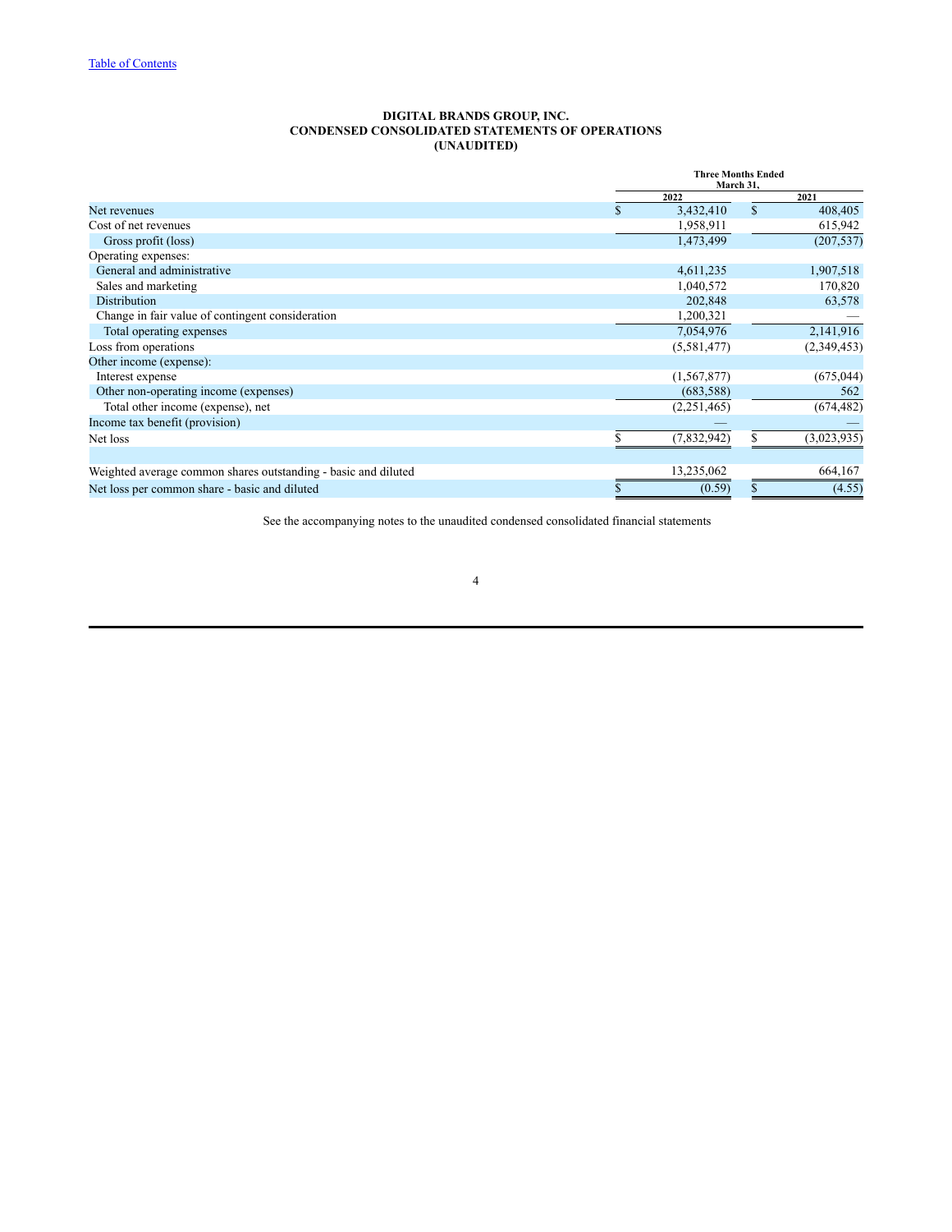Table of Contents

**DIGITAL BRANDS GROUP, INC.**
**CONDENSED CONSOLIDATED STATEMENTS OF OPERATIONS**
**(UNAUDITED)**

| | Three Months Ended March 31, | |
|---|---|---|
| | 2022 | 2021 |
| Net revenues | $ 3,432,410 | $ 408,405 |
| Cost of net revenues | 1,958,911 | 615,942 |
| Gross profit (loss) | 1,473,499 | (207,537) |
| Operating expenses: | | |
| General and administrative | 4,611,235 | 1,907,518 |
| Sales and marketing | 1,040,572 | 170,820 |
| Distribution | 202,848 | 63,578 |
| Change in fair value of contingent consideration | 1,200,321 | — |
| Total operating expenses | 7,054,976 | 2,141,916 |
| Loss from operations | (5,581,477) | (2,349,453) |
| Other income (expense): | | |
| Interest expense | (1,567,877) | (675,044) |
| Other non-operating income (expenses) | (683,588) | 562 |
| Total other income (expense), net | (2,251,465) | (674,482) |
| Income tax benefit (provision) | — | — |
| Net loss | $ (7,832,942) | $ (3,023,935) |
| | | |
| Weighted average common shares outstanding - basic and diluted | 13,235,062 | 664,167 |
| Net loss per common share - basic and diluted | $ (0.59) | $ (4.55) |

See the accompanying notes to the unaudited condensed consolidated financial statements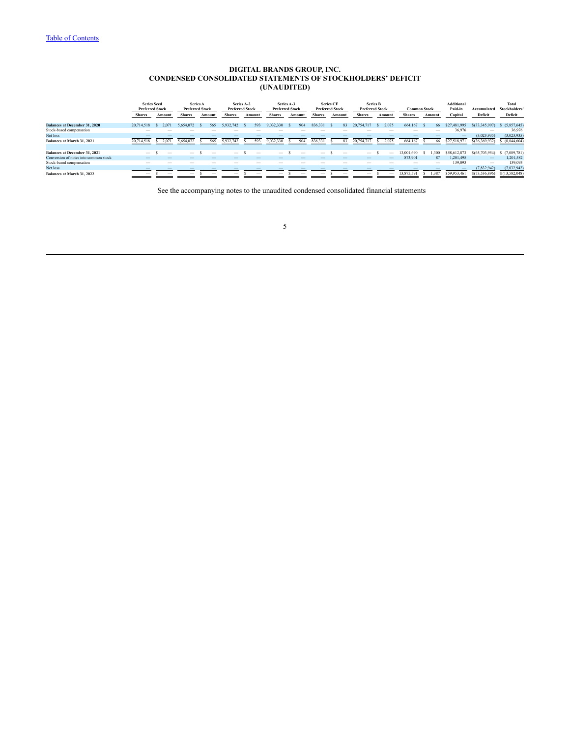# DIGITAL BRANDS GROUP, INC.
## CONDENSED CONSOLIDATED STATEMENTS OF STOCKHOLDERS' DEFICIT
## (UNAUDITED)

| | Series Seed Preferred Stock | | Series A Preferred Stock | | Series A-2 Preferred Stock | | Series A-3 Preferred Stock | | Series CF Preferred Stock | | Series B Preferred Stock | | Common Stock | | Additional Paid-in | Accumulated | Total Stockholders' |
|---|---|---|---|---|---|---|---|---|---|---|---|---|---|---|---|---|---|
| | Shares | Amount | Shares | Amount | Shares | Amount | Shares | Amount | Shares | Amount | Shares | Amount | Shares | Amount | Capital | Deficit | Deficit |
| **Balances at December 31, 2020** | 20,714,518 | $ 2,071 | 5,654,072 | $ 565 | 5,932,742 | $ 593 | 9,032,330 | $ 904 | 836,331 | $ 83 | 20,754,717 | $ 2,075 | 664,167 | $ 66 | $27,481,995 | $(33,345,997) | $ (5,857,645) |
| Stock-based compensation | — | — | — | — | — | — | — | — | — | — | — | — | — | — | 36,976 | — | 36,976 |
| Net loss | — | — | — | — | — | — | — | — | — | — | — | — | — | — | — | (3,023,935) | (3,023,935) |
| **Balances at March 31, 2021** | 20,714,518 | $ 2,071 | 5,654,072 | $ 565 | 5,932,742 | $ 593 | 9,032,330 | $ 904 | 836,331 | $ 83 | 20,754,717 | $ 2,075 | 664,167 | $ 66 | $27,518,971 | $(36,369,932) | $ (8,844,604) |
| | | | | | | | | | | | | | | | | | |
| **Balances at December 31, 2021** | — | $ — | — | $ — | — | $ — | — | $ — | — | $ — | — | $ — | 13,001,690 | $ 1,300 | $58,612,873 | $(65,703,954) | $ (7,089,781) |
| Conversion of notes into common stock | — | — | — | — | — | — | — | — | — | — | — | — | 873,901 | 87 | 1,201,495 | — | 1,201,582 |
| Stock-based compensation | — | — | — | — | — | — | — | — | — | — | — | — | — | — | 139,093 | — | 139,093 |
| Net loss | — | — | — | — | — | — | — | — | — | — | — | — | — | — | — | (7,832,942) | (7,832,942) |
| **Balances at March 31, 2022** | — | $ — | — | $ — | — | $ — | — | $ — | — | $ — | — | $ — | 13,875,591 | $ 1,387 | $59,953,461 | $(73,536,896) | $ (13,582,048) |

See the accompanying notes to the unaudited condensed consolidated financial statements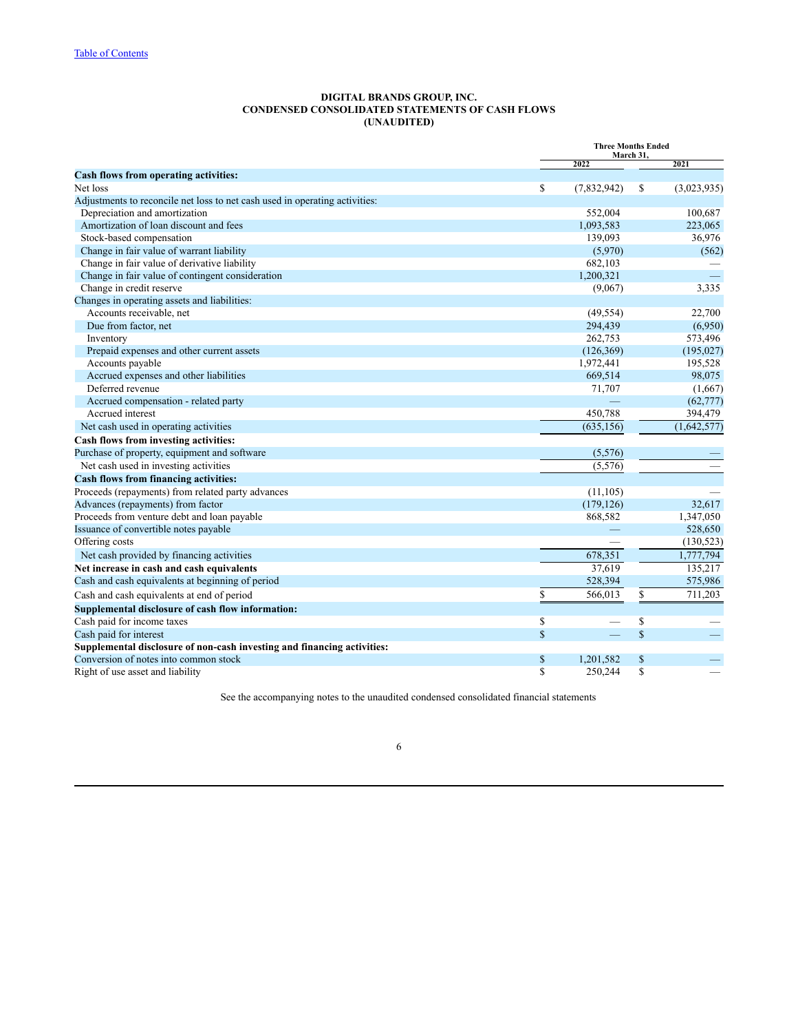DIGITAL BRANDS GROUP, INC.
CONDENSED CONSOLIDATED STATEMENTS OF CASH FLOWS
(UNAUDITED)

| | Three Months Ended March 31, | |
|---|---|---|
| | 2022 | 2021 |
| **Cash flows from operating activities:** | | |
| Net loss | $ (7,832,942) | $ (3,023,935) |
| Adjustments to reconcile net loss to net cash used in operating activities: | | |
| Depreciation and amortization | 552,004 | 100,687 |
| Amortization of loan discount and fees | 1,093,583 | 223,065 |
| Stock-based compensation | 139,093 | 36,976 |
| Change in fair value of warrant liability | (5,970) | (562) |
| Change in fair value of derivative liability | 682,103 | — |
| Change in fair value of contingent consideration | 1,200,321 | — |
| Change in credit reserve | (9,067) | 3,335 |
| Changes in operating assets and liabilities: | | |
| Accounts receivable, net | (49,554) | 22,700 |
| Due from factor, net | 294,439 | (6,950) |
| Inventory | 262,753 | 573,496 |
| Prepaid expenses and other current assets | (126,369) | (195,027) |
| Accounts payable | 1,972,441 | 195,528 |
| Accrued expenses and other liabilities | 669,514 | 98,075 |
| Deferred revenue | 71,707 | (1,667) |
| Accrued compensation - related party | — | (62,777) |
| Accrued interest | 450,788 | 394,479 |
| Net cash used in operating activities | (635,156) | (1,642,577) |
| **Cash flows from investing activities:** | | |
| Purchase of property, equipment and software | (5,576) | — |
| Net cash used in investing activities | (5,576) | — |
| **Cash flows from financing activities:** | | |
| Proceeds (repayments) from related party advances | (11,105) | — |
| Advances (repayments) from factor | (179,126) | 32,617 |
| Proceeds from venture debt and loan payable | 868,582 | 1,347,050 |
| Issuance of convertible notes payable | — | 528,650 |
| Offering costs | — | (130,523) |
| Net cash provided by financing activities | 678,351 | 1,777,794 |
| **Net increase in cash and cash equivalents** | 37,619 | 135,217 |
| Cash and cash equivalents at beginning of period | 528,394 | 575,986 |
| Cash and cash equivalents at end of period | $ 566,013 | $ 711,203 |
| **Supplemental disclosure of cash flow information:** | | |
| Cash paid for income taxes | $ — | $ — |
| Cash paid for interest | $ — | $ — |
| **Supplemental disclosure of non-cash investing and financing activities:** | | |
| Conversion of notes into common stock | $ 1,201,582 | $ — |
| Right of use asset and liability | $ 250,244 | $ — |

See the accompanying notes to the unaudited condensed consolidated financial statements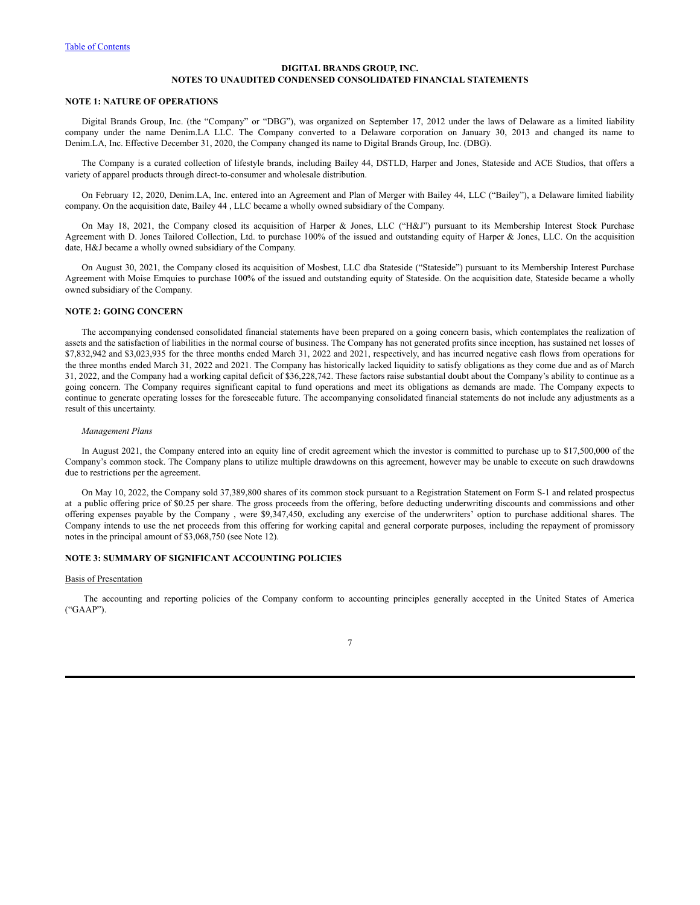[Table of Contents](#)

**DIGITAL BRANDS GROUP, INC.**
**NOTES TO UNAUDITED CONDENSED CONSOLIDATED FINANCIAL STATEMENTS**

**NOTE 1: NATURE OF OPERATIONS**

Digital Brands Group, Inc. (the "Company" or "DBG"), was organized on September 17, 2012 under the laws of Delaware as a limited liability company under the name Denim.LA LLC. The Company converted to a Delaware corporation on January 30, 2013 and changed its name to Denim.LA, Inc. Effective December 31, 2020, the Company changed its name to Digital Brands Group, Inc. (DBG).

The Company is a curated collection of lifestyle brands, including Bailey 44, DSTLD, Harper and Jones, Stateside and ACE Studios, that offers a variety of apparel products through direct-to-consumer and wholesale distribution.

On February 12, 2020, Denim.LA, Inc. entered into an Agreement and Plan of Merger with Bailey 44, LLC ("Bailey"), a Delaware limited liability company. On the acquisition date, Bailey 44 , LLC became a wholly owned subsidiary of the Company.

On May 18, 2021, the Company closed its acquisition of Harper & Jones, LLC ("H&J") pursuant to its Membership Interest Stock Purchase Agreement with D. Jones Tailored Collection, Ltd. to purchase 100% of the issued and outstanding equity of Harper & Jones, LLC. On the acquisition date, H&J became a wholly owned subsidiary of the Company.

On August 30, 2021, the Company closed its acquisition of Mosbest, LLC dba Stateside ("Stateside") pursuant to its Membership Interest Purchase Agreement with Moise Emquies to purchase 100% of the issued and outstanding equity of Stateside. On the acquisition date, Stateside became a wholly owned subsidiary of the Company.

**NOTE 2: GOING CONCERN**

The accompanying condensed consolidated financial statements have been prepared on a going concern basis, which contemplates the realization of assets and the satisfaction of liabilities in the normal course of business. The Company has not generated profits since inception, has sustained net losses of $7,832,942 and $3,023,935 for the three months ended March 31, 2022 and 2021, respectively, and has incurred negative cash flows from operations for the three months ended March 31, 2022 and 2021. The Company has historically lacked liquidity to satisfy obligations as they come due and as of March 31, 2022, and the Company had a working capital deficit of $36,228,742. These factors raise substantial doubt about the Company's ability to continue as a going concern. The Company requires significant capital to fund operations and meet its obligations as demands are made. The Company expects to continue to generate operating losses for the foreseeable future. The accompanying consolidated financial statements do not include any adjustments as a result of this uncertainty.

*Management Plans*

In August 2021, the Company entered into an equity line of credit agreement which the investor is committed to purchase up to $17,500,000 of the Company's common stock. The Company plans to utilize multiple drawdowns on this agreement, however may be unable to execute on such drawdowns due to restrictions per the agreement.

On May 10, 2022, the Company sold 37,389,800 shares of its common stock pursuant to a Registration Statement on Form S-1 and related prospectus at a public offering price of $0.25 per share. The gross proceeds from the offering, before deducting underwriting discounts and commissions and other offering expenses payable by the Company , were $9,347,450, excluding any exercise of the underwriters' option to purchase additional shares. The Company intends to use the net proceeds from this offering for working capital and general corporate purposes, including the repayment of promissory notes in the principal amount of $3,068,750 (see Note 12).

**NOTE 3: SUMMARY OF SIGNIFICANT ACCOUNTING POLICIES**

Basis of Presentation

The accounting and reporting policies of the Company conform to accounting principles generally accepted in the United States of America ("GAAP").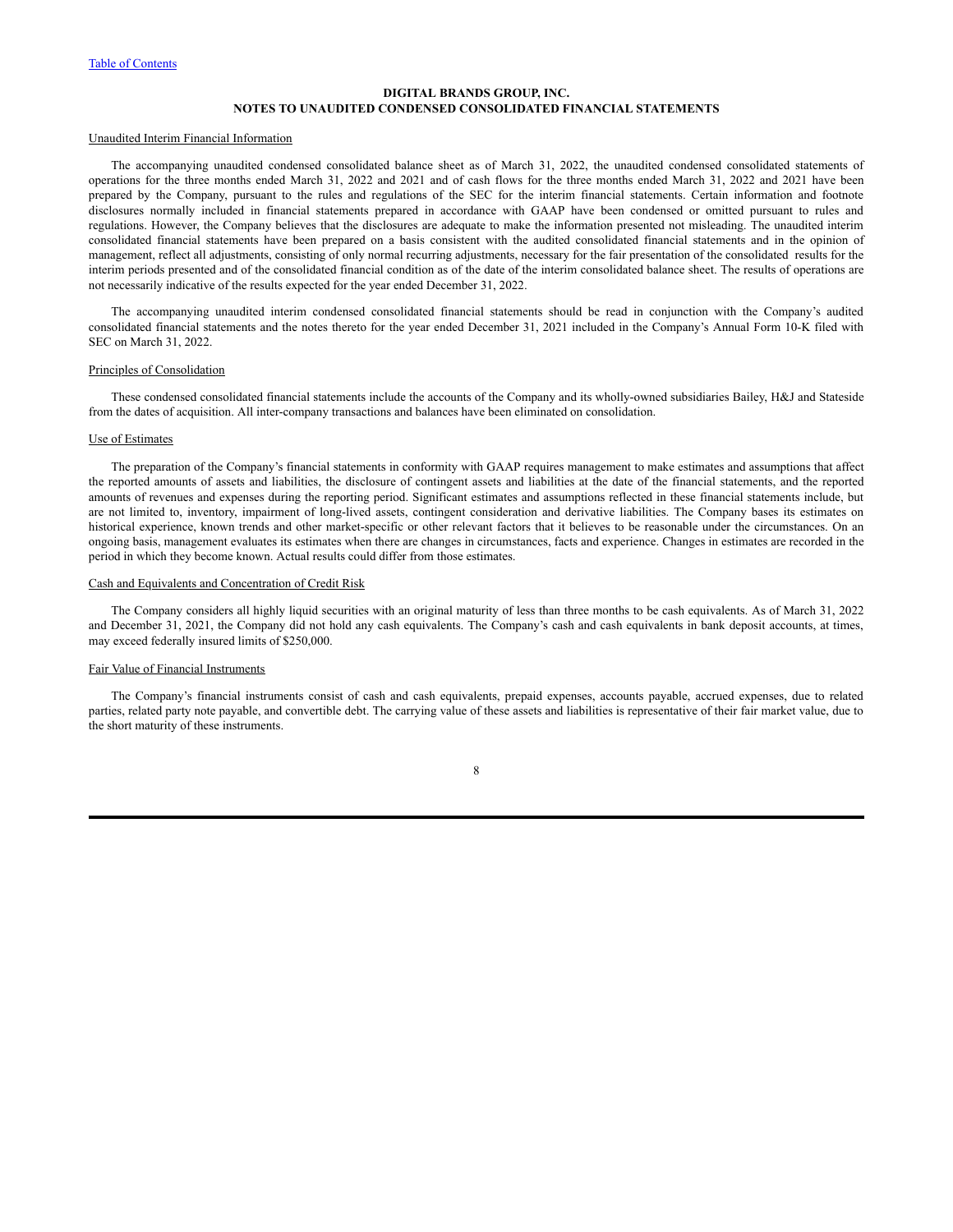**DIGITAL BRANDS GROUP, INC.**
**NOTES TO UNAUDITED CONDENSED CONSOLIDATED FINANCIAL STATEMENTS**

Unaudited Interim Financial Information

The accompanying unaudited condensed consolidated balance sheet as of March 31, 2022, the unaudited condensed consolidated statements of operations for the three months ended March 31, 2022 and 2021 and of cash flows for the three months ended March 31, 2022 and 2021 have been prepared by the Company, pursuant to the rules and regulations of the SEC for the interim financial statements. Certain information and footnote disclosures normally included in financial statements prepared in accordance with GAAP have been condensed or omitted pursuant to rules and regulations. However, the Company believes that the disclosures are adequate to make the information presented not misleading. The unaudited interim consolidated financial statements have been prepared on a basis consistent with the audited consolidated financial statements and in the opinion of management, reflect all adjustments, consisting of only normal recurring adjustments, necessary for the fair presentation of the consolidated results for the interim periods presented and of the consolidated financial condition as of the date of the interim consolidated balance sheet. The results of operations are not necessarily indicative of the results expected for the year ended December 31, 2022.

The accompanying unaudited interim condensed consolidated financial statements should be read in conjunction with the Company's audited consolidated financial statements and the notes thereto for the year ended December 31, 2021 included in the Company's Annual Form 10-K filed with SEC on March 31, 2022.

Principles of Consolidation

These condensed consolidated financial statements include the accounts of the Company and its wholly-owned subsidiaries Bailey, H&J and Stateside from the dates of acquisition. All inter-company transactions and balances have been eliminated on consolidation.

Use of Estimates

The preparation of the Company's financial statements in conformity with GAAP requires management to make estimates and assumptions that affect the reported amounts of assets and liabilities, the disclosure of contingent assets and liabilities at the date of the financial statements, and the reported amounts of revenues and expenses during the reporting period. Significant estimates and assumptions reflected in these financial statements include, but are not limited to, inventory, impairment of long-lived assets, contingent consideration and derivative liabilities. The Company bases its estimates on historical experience, known trends and other market-specific or other relevant factors that it believes to be reasonable under the circumstances. On an ongoing basis, management evaluates its estimates when there are changes in circumstances, facts and experience. Changes in estimates are recorded in the period in which they become known. Actual results could differ from those estimates.

Cash and Equivalents and Concentration of Credit Risk

The Company considers all highly liquid securities with an original maturity of less than three months to be cash equivalents. As of March 31, 2022 and December 31, 2021, the Company did not hold any cash equivalents. The Company's cash and cash equivalents in bank deposit accounts, at times, may exceed federally insured limits of $250,000.

Fair Value of Financial Instruments

The Company's financial instruments consist of cash and cash equivalents, prepaid expenses, accounts payable, accrued expenses, due to related parties, related party note payable, and convertible debt. The carrying value of these assets and liabilities is representative of their fair market value, due to the short maturity of these instruments.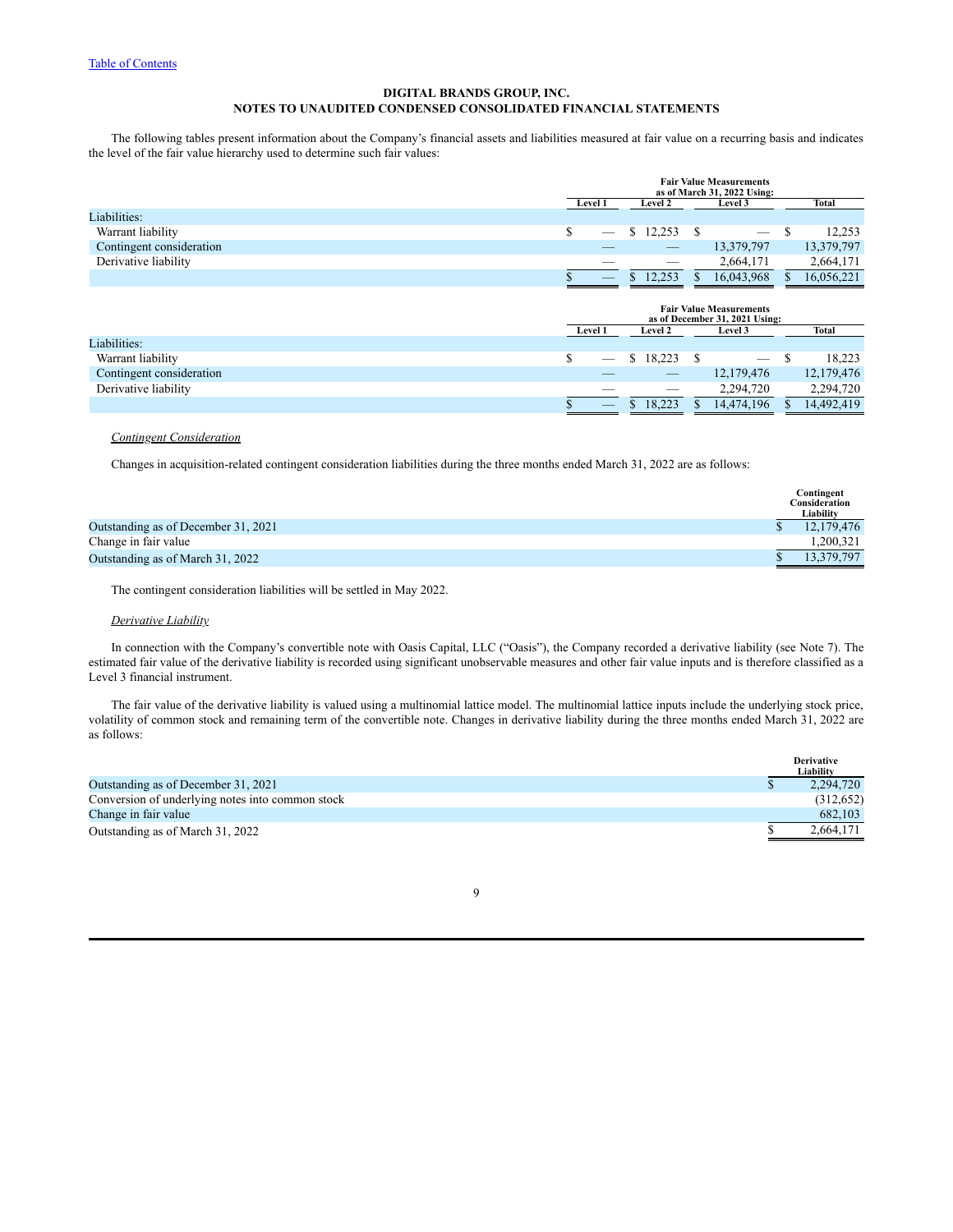**DIGITAL BRANDS GROUP, INC.**
**NOTES TO UNAUDITED CONDENSED CONSOLIDATED FINANCIAL STATEMENTS**

The following tables present information about the Company's financial assets and liabilities measured at fair value on a recurring basis and indicates the level of the fair value hierarchy used to determine such fair values:

| | Fair Value Measurements as of March 31, 2022 Using: | | | |
|---|---|---|---|---|
| | Level 1 | Level 2 | Level 3 | Total |
| Liabilities: | | | | |
| Warrant liability | $ — | $ 12,253 | $ — | $ 12,253 |
| Contingent consideration | — | — | 13,379,797 | 13,379,797 |
| Derivative liability | — | — | 2,664,171 | 2,664,171 |
| | $ — | $ 12,253 | $ 16,043,968 | $ 16,056,221 |

| | Fair Value Measurements as of December 31, 2021 Using: | | | |
|---|---|---|---|---|
| | Level 1 | Level 2 | Level 3 | Total |
| Liabilities: | | | | |
| Warrant liability | $ — | $ 18,223 | $ — | $ 18,223 |
| Contingent consideration | — | — | 12,179,476 | 12,179,476 |
| Derivative liability | — | — | 2,294,720 | 2,294,720 |
| | $ — | $ 18,223 | $ 14,474,196 | $ 14,492,419 |

*Contingent Consideration*

Changes in acquisition-related contingent consideration liabilities during the three months ended March 31, 2022 are as follows:

| | Contingent Consideration Liability |
|---|---|
| Outstanding as of December 31, 2021 | $ 12,179,476 |
| Change in fair value | 1,200,321 |
| Outstanding as of March 31, 2022 | $ 13,379,797 |

The contingent consideration liabilities will be settled in May 2022.

*Derivative Liability*

In connection with the Company's convertible note with Oasis Capital, LLC ("Oasis"), the Company recorded a derivative liability (see Note 7). The estimated fair value of the derivative liability is recorded using significant unobservable measures and other fair value inputs and is therefore classified as a Level 3 financial instrument.

The fair value of the derivative liability is valued using a multinomial lattice model. The multinomial lattice inputs include the underlying stock price, volatility of common stock and remaining term of the convertible note. Changes in derivative liability during the three months ended March 31, 2022 are as follows:

| | Derivative Liability |
|---|---|
| Outstanding as of December 31, 2021 | $ 2,294,720 |
| Conversion of underlying notes into common stock | (312,652) |
| Change in fair value | 682,103 |
| Outstanding as of March 31, 2022 | $ 2,664,171 |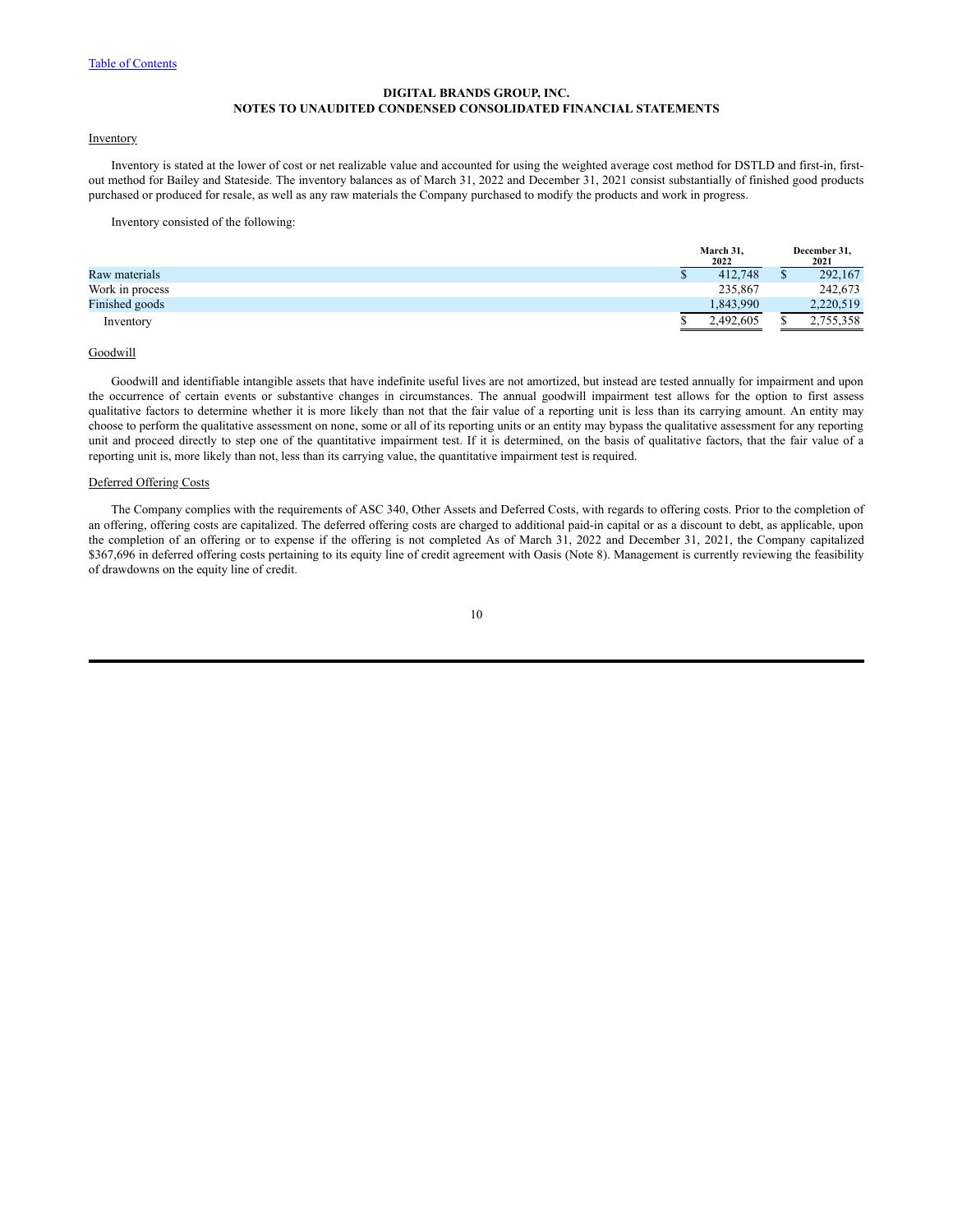**DIGITAL BRANDS GROUP, INC.**
**NOTES TO UNAUDITED CONDENSED CONSOLIDATED FINANCIAL STATEMENTS**

Inventory

Inventory is stated at the lower of cost or net realizable value and accounted for using the weighted average cost method for DSTLD and first-in, first-out method for Bailey and Stateside. The inventory balances as of March 31, 2022 and December 31, 2021 consist substantially of finished good products purchased or produced for resale, as well as any raw materials the Company purchased to modify the products and work in progress.

Inventory consisted of the following:

| | March 31, 2022 | December 31, 2021 |
|---|---|---|
| Raw materials | $ 412,748 | $ 292,167 |
| Work in process | 235,867 | 242,673 |
| Finished goods | 1,843,990 | 2,220,519 |
| Inventory | $ 2,492,605 | $ 2,755,358 |

Goodwill

Goodwill and identifiable intangible assets that have indefinite useful lives are not amortized, but instead are tested annually for impairment and upon the occurrence of certain events or substantive changes in circumstances. The annual goodwill impairment test allows for the option to first assess qualitative factors to determine whether it is more likely than not that the fair value of a reporting unit is less than its carrying amount. An entity may choose to perform the qualitative assessment on none, some or all of its reporting units or an entity may bypass the qualitative assessment for any reporting unit and proceed directly to step one of the quantitative impairment test. If it is determined, on the basis of qualitative factors, that the fair value of a reporting unit is, more likely than not, less than its carrying value, the quantitative impairment test is required.

Deferred Offering Costs

The Company complies with the requirements of ASC 340, Other Assets and Deferred Costs, with regards to offering costs. Prior to the completion of an offering, offering costs are capitalized. The deferred offering costs are charged to additional paid-in capital or as a discount to debt, as applicable, upon the completion of an offering or to expense if the offering is not completed As of March 31, 2022 and December 31, 2021, the Company capitalized $367,696 in deferred offering costs pertaining to its equity line of credit agreement with Oasis (Note 8). Management is currently reviewing the feasibility of drawdowns on the equity line of credit.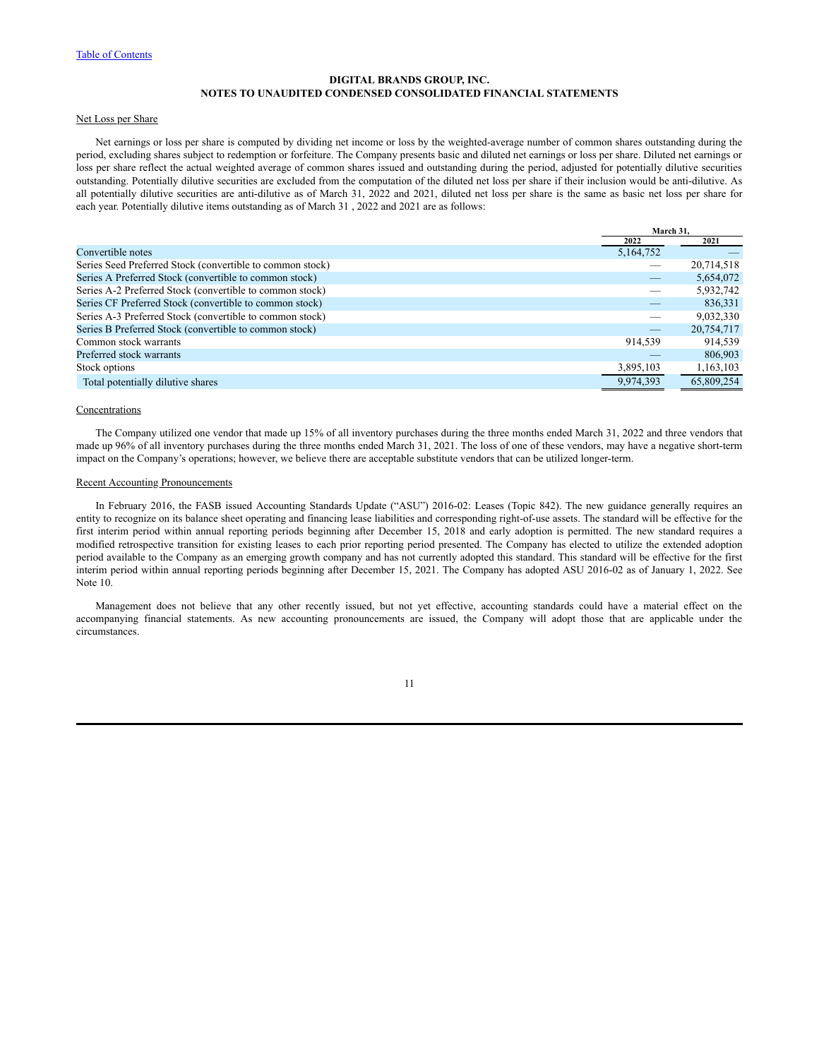DIGITAL BRANDS GROUP, INC.
NOTES TO UNAUDITED CONDENSED CONSOLIDATED FINANCIAL STATEMENTS

Net Loss per Share

Net earnings or loss per share is computed by dividing net income or loss by the weighted-average number of common shares outstanding during the period, excluding shares subject to redemption or forfeiture. The Company presents basic and diluted net earnings or loss per share. Diluted net earnings or loss per share reflect the actual weighted average of common shares issued and outstanding during the period, adjusted for potentially dilutive securities outstanding. Potentially dilutive securities are excluded from the computation of the diluted net loss per share if their inclusion would be anti-dilutive. As all potentially dilutive securities are anti-dilutive as of March 31, 2022 and 2021, diluted net loss per share is the same as basic net loss per share for each year. Potentially dilutive items outstanding as of March 31 , 2022 and 2021 are as follows:

| | March 31, | |
|---|---|---|
| | 2022 | 2021 |
| Convertible notes | 5,164,752 | — |
| Series Seed Preferred Stock (convertible to common stock) | — | 20,714,518 |
| Series A Preferred Stock (convertible to common stock) | — | 5,654,072 |
| Series A-2 Preferred Stock (convertible to common stock) | — | 5,932,742 |
| Series CF Preferred Stock (convertible to common stock) | — | 836,331 |
| Series A-3 Preferred Stock (convertible to common stock) | — | 9,032,330 |
| Series B Preferred Stock (convertible to common stock) | — | 20,754,717 |
| Common stock warrants | 914,539 | 914,539 |
| Preferred stock warrants | — | 806,903 |
| Stock options | 3,895,103 | 1,163,103 |
| Total potentially dilutive shares | 9,974,393 | 65,809,254 |

Concentrations

The Company utilized one vendor that made up 15% of all inventory purchases during the three months ended March 31, 2022 and three vendors that made up 96% of all inventory purchases during the three months ended March 31, 2021. The loss of one of these vendors, may have a negative short-term impact on the Company's operations; however, we believe there are acceptable substitute vendors that can be utilized longer-term.

Recent Accounting Pronouncements

In February 2016, the FASB issued Accounting Standards Update ("ASU") 2016-02: Leases (Topic 842). The new guidance generally requires an entity to recognize on its balance sheet operating and financing lease liabilities and corresponding right-of-use assets. The standard will be effective for the first interim period within annual reporting periods beginning after December 15, 2018 and early adoption is permitted. The new standard requires a modified retrospective transition for existing leases to each prior reporting period presented. The Company has elected to utilize the extended adoption period available to the Company as an emerging growth company and has not currently adopted this standard. This standard will be effective for the first interim period within annual reporting periods beginning after December 15, 2021. The Company has adopted ASU 2016-02 as of January 1, 2022. See Note 10.

Management does not believe that any other recently issued, but not yet effective, accounting standards could have a material effect on the accompanying financial statements. As new accounting pronouncements are issued, the Company will adopt those that are applicable under the circumstances.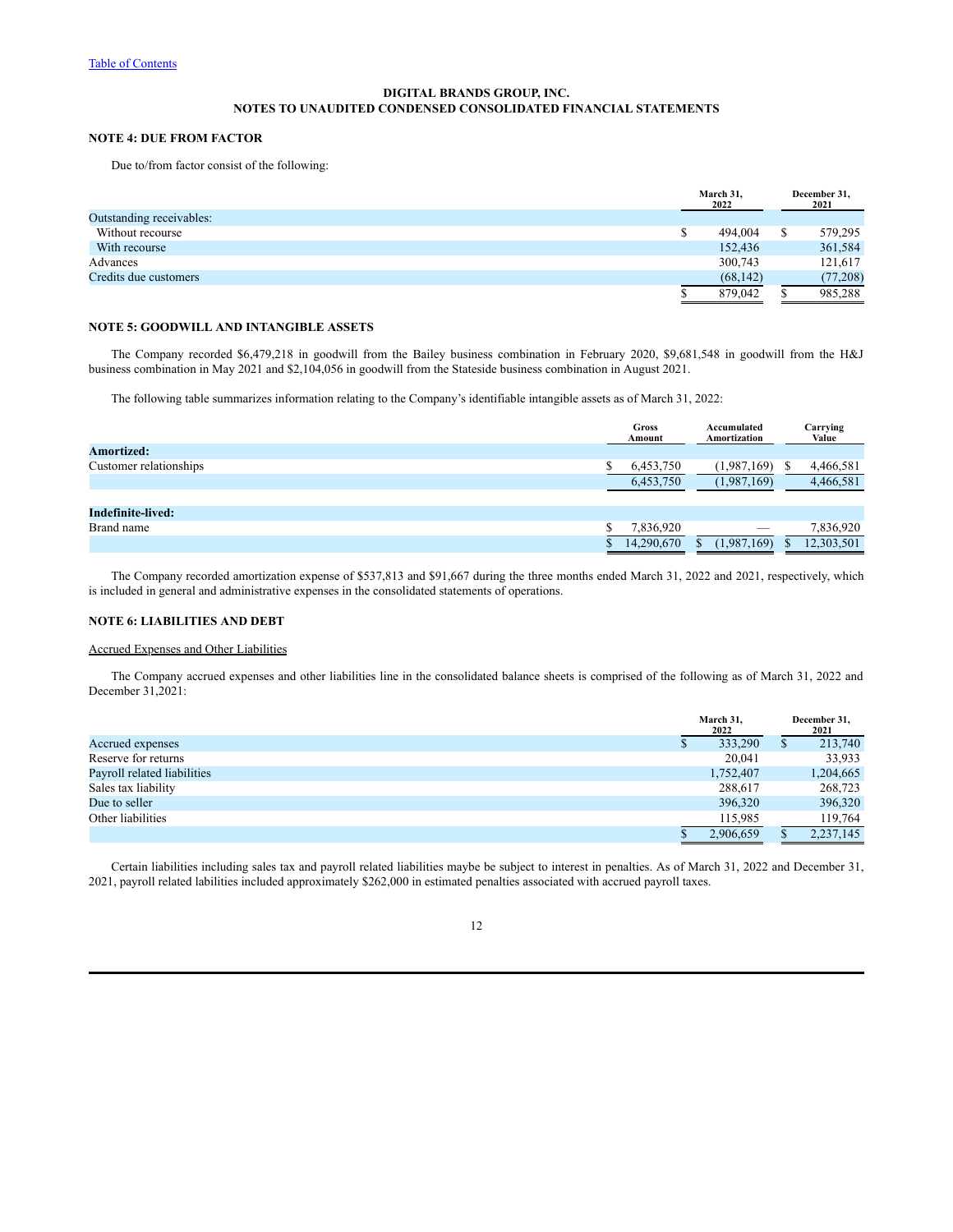[Table of Contents](#)

**DIGITAL BRANDS GROUP, INC.**
**NOTES TO UNAUDITED CONDENSED CONSOLIDATED FINANCIAL STATEMENTS**

### NOTE 4: DUE FROM FACTOR

Due to/from factor consist of the following:

| | March 31, 2022 | December 31, 2021 |
|---|---|---|
| Outstanding receivables: | | |
| Without recourse | $ 494,004 | $ 579,295 |
| With recourse | 152,436 | 361,584 |
| Advances | 300,743 | 121,617 |
| Credits due customers | (68,142) | (77,208) |
| | $ 879,042 | $ 985,288 |

### NOTE 5: GOODWILL AND INTANGIBLE ASSETS

The Company recorded $6,479,218 in goodwill from the Bailey business combination in February 2020, $9,681,548 in goodwill from the H&J business combination in May 2021 and $2,104,056 in goodwill from the Stateside business combination in August 2021.

The following table summarizes information relating to the Company's identifiable intangible assets as of March 31, 2022:

| | Gross Amount | Accumulated Amortization | Carrying Value |
|---|---|---|---|
| **Amortized:** | | | |
| Customer relationships | $ 6,453,750 | (1,987,169) | $ 4,466,581 |
| | 6,453,750 | (1,987,169) | 4,466,581 |
| | | | |
| **Indefinite-lived:** | | | |
| Brand name | $ 7,836,920 | — | 7,836,920 |
| | $ 14,290,670 | $ (1,987,169) | $ 12,303,501 |

The Company recorded amortization expense of $537,813 and $91,667 during the three months ended March 31, 2022 and 2021, respectively, which is included in general and administrative expenses in the consolidated statements of operations.

### NOTE 6: LIABILITIES AND DEBT

Accrued Expenses and Other Liabilities

The Company accrued expenses and other liabilities line in the consolidated balance sheets is comprised of the following as of March 31, 2022 and December 31,2021:

| | March 31, 2022 | December 31, 2021 |
|---|---|---|
| Accrued expenses | $ 333,290 | $ 213,740 |
| Reserve for returns | 20,041 | 33,933 |
| Payroll related liabilities | 1,752,407 | 1,204,665 |
| Sales tax liability | 288,617 | 268,723 |
| Due to seller | 396,320 | 396,320 |
| Other liabilities | 115,985 | 119,764 |
| | $ 2,906,659 | $ 2,237,145 |

Certain liabilities including sales tax and payroll related liabilities maybe be subject to interest in penalties. As of March 31, 2022 and December 31, 2021, payroll related labilities included approximately $262,000 in estimated penalties associated with accrued payroll taxes.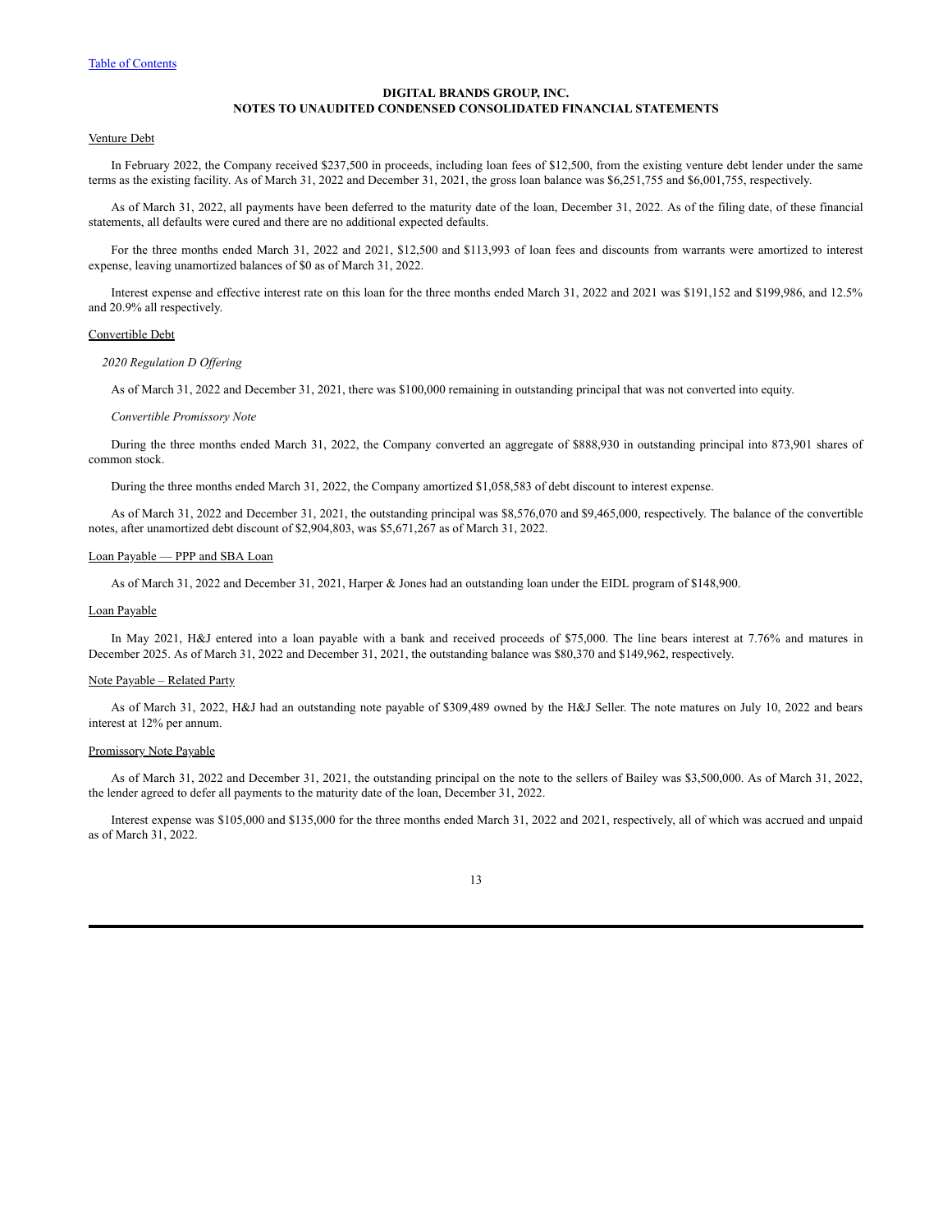**DIGITAL BRANDS GROUP, INC.**
**NOTES TO UNAUDITED CONDENSED CONSOLIDATED FINANCIAL STATEMENTS**

Venture Debt

In February 2022, the Company received $237,500 in proceeds, including loan fees of $12,500, from the existing venture debt lender under the same terms as the existing facility. As of March 31, 2022 and December 31, 2021, the gross loan balance was $6,251,755 and $6,001,755, respectively.

As of March 31, 2022, all payments have been deferred to the maturity date of the loan, December 31, 2022. As of the filing date, of these financial statements, all defaults were cured and there are no additional expected defaults.

For the three months ended March 31, 2022 and 2021, $12,500 and $113,993 of loan fees and discounts from warrants were amortized to interest expense, leaving unamortized balances of $0 as of March 31, 2022.

Interest expense and effective interest rate on this loan for the three months ended March 31, 2022 and 2021 was $191,152 and $199,986, and 12.5% and 20.9% all respectively.

Convertible Debt

*2020 Regulation D Offering*

As of March 31, 2022 and December 31, 2021, there was $100,000 remaining in outstanding principal that was not converted into equity.

*Convertible Promissory Note*

During the three months ended March 31, 2022, the Company converted an aggregate of $888,930 in outstanding principal into 873,901 shares of common stock.

During the three months ended March 31, 2022, the Company amortized $1,058,583 of debt discount to interest expense.

As of March 31, 2022 and December 31, 2021, the outstanding principal was $8,576,070 and $9,465,000, respectively. The balance of the convertible notes, after unamortized debt discount of $2,904,803, was $5,671,267 as of March 31, 2022.

Loan Payable — PPP and SBA Loan

As of March 31, 2022 and December 31, 2021, Harper & Jones had an outstanding loan under the EIDL program of $148,900.

Loan Payable

In May 2021, H&J entered into a loan payable with a bank and received proceeds of $75,000. The line bears interest at 7.76% and matures in December 2025. As of March 31, 2022 and December 31, 2021, the outstanding balance was $80,370 and $149,962, respectively.

Note Payable – Related Party

As of March 31, 2022, H&J had an outstanding note payable of $309,489 owned by the H&J Seller. The note matures on July 10, 2022 and bears interest at 12% per annum.

Promissory Note Payable

As of March 31, 2022 and December 31, 2021, the outstanding principal on the note to the sellers of Bailey was $3,500,000. As of March 31, 2022, the lender agreed to defer all payments to the maturity date of the loan, December 31, 2022.

Interest expense was $105,000 and $135,000 for the three months ended March 31, 2022 and 2021, respectively, all of which was accrued and unpaid as of March 31, 2022.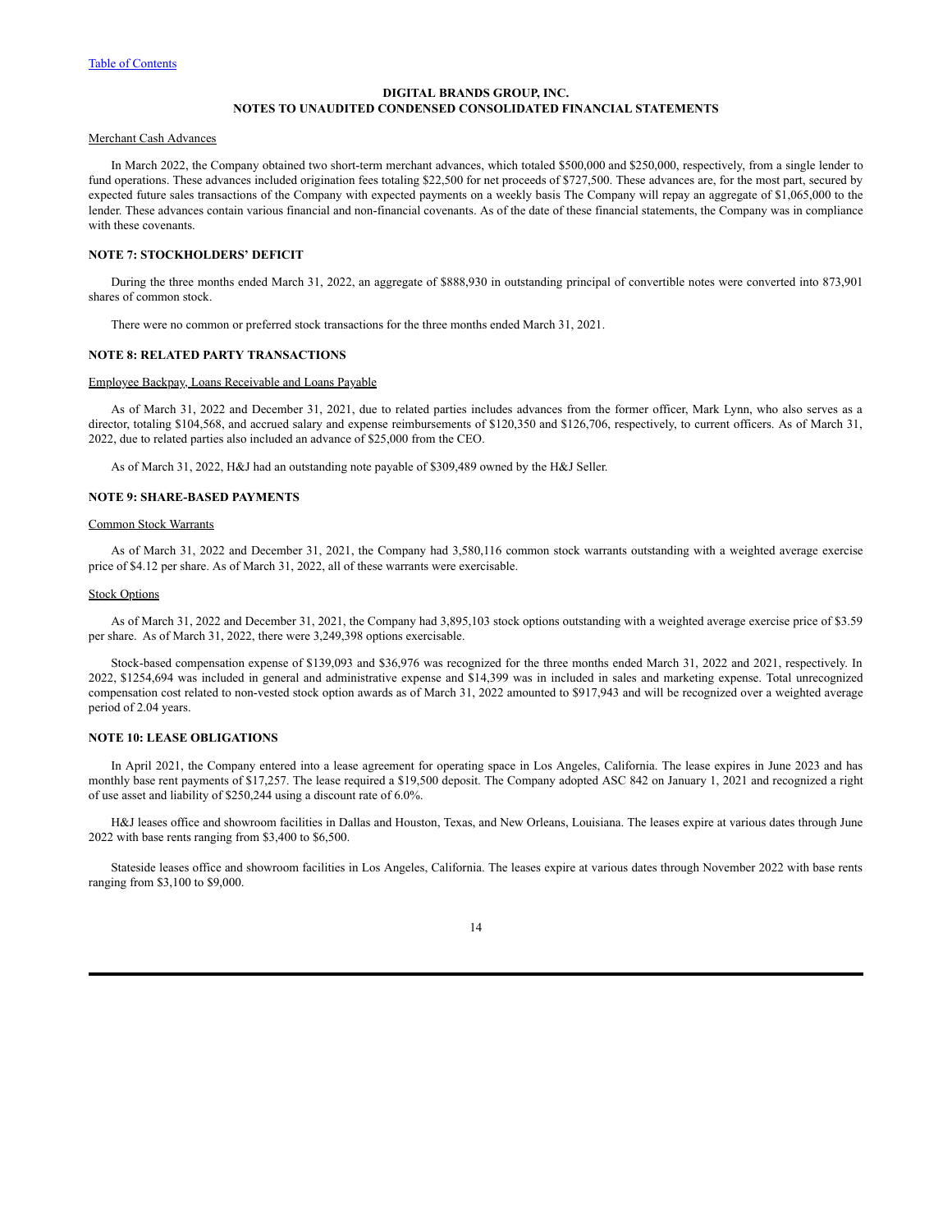DIGITAL BRANDS GROUP, INC.
NOTES TO UNAUDITED CONDENSED CONSOLIDATED FINANCIAL STATEMENTS

Merchant Cash Advances

In March 2022, the Company obtained two short-term merchant advances, which totaled $500,000 and $250,000, respectively, from a single lender to fund operations. These advances included origination fees totaling $22,500 for net proceeds of $727,500. These advances are, for the most part, secured by expected future sales transactions of the Company with expected payments on a weekly basis The Company will repay an aggregate of $1,065,000 to the lender. These advances contain various financial and non-financial covenants. As of the date of these financial statements, the Company was in compliance with these covenants.

## NOTE 7: STOCKHOLDERS' DEFICIT

During the three months ended March 31, 2022, an aggregate of $888,930 in outstanding principal of convertible notes were converted into 873,901 shares of common stock.

There were no common or preferred stock transactions for the three months ended March 31, 2021.

## NOTE 8: RELATED PARTY TRANSACTIONS

Employee Backpay, Loans Receivable and Loans Payable

As of March 31, 2022 and December 31, 2021, due to related parties includes advances from the former officer, Mark Lynn, who also serves as a director, totaling $104,568, and accrued salary and expense reimbursements of $120,350 and $126,706, respectively, to current officers. As of March 31, 2022, due to related parties also included an advance of $25,000 from the CEO.

As of March 31, 2022, H&J had an outstanding note payable of $309,489 owned by the H&J Seller.

## NOTE 9: SHARE-BASED PAYMENTS

Common Stock Warrants

As of March 31, 2022 and December 31, 2021, the Company had 3,580,116 common stock warrants outstanding with a weighted average exercise price of $4.12 per share. As of March 31, 2022, all of these warrants were exercisable.

Stock Options

As of March 31, 2022 and December 31, 2021, the Company had 3,895,103 stock options outstanding with a weighted average exercise price of $3.59 per share. As of March 31, 2022, there were 3,249,398 options exercisable.

Stock-based compensation expense of $139,093 and $36,976 was recognized for the three months ended March 31, 2022 and 2021, respectively. In 2022, $1254,694 was included in general and administrative expense and $14,399 was in included in sales and marketing expense. Total unrecognized compensation cost related to non-vested stock option awards as of March 31, 2022 amounted to $917,943 and will be recognized over a weighted average period of 2.04 years.

## NOTE 10: LEASE OBLIGATIONS

In April 2021, the Company entered into a lease agreement for operating space in Los Angeles, California. The lease expires in June 2023 and has monthly base rent payments of $17,257. The lease required a $19,500 deposit. The Company adopted ASC 842 on January 1, 2021 and recognized a right of use asset and liability of $250,244 using a discount rate of 6.0%.

H&J leases office and showroom facilities in Dallas and Houston, Texas, and New Orleans, Louisiana. The leases expire at various dates through June 2022 with base rents ranging from $3,400 to $6,500.

Stateside leases office and showroom facilities in Los Angeles, California. The leases expire at various dates through November 2022 with base rents ranging from $3,100 to $9,000.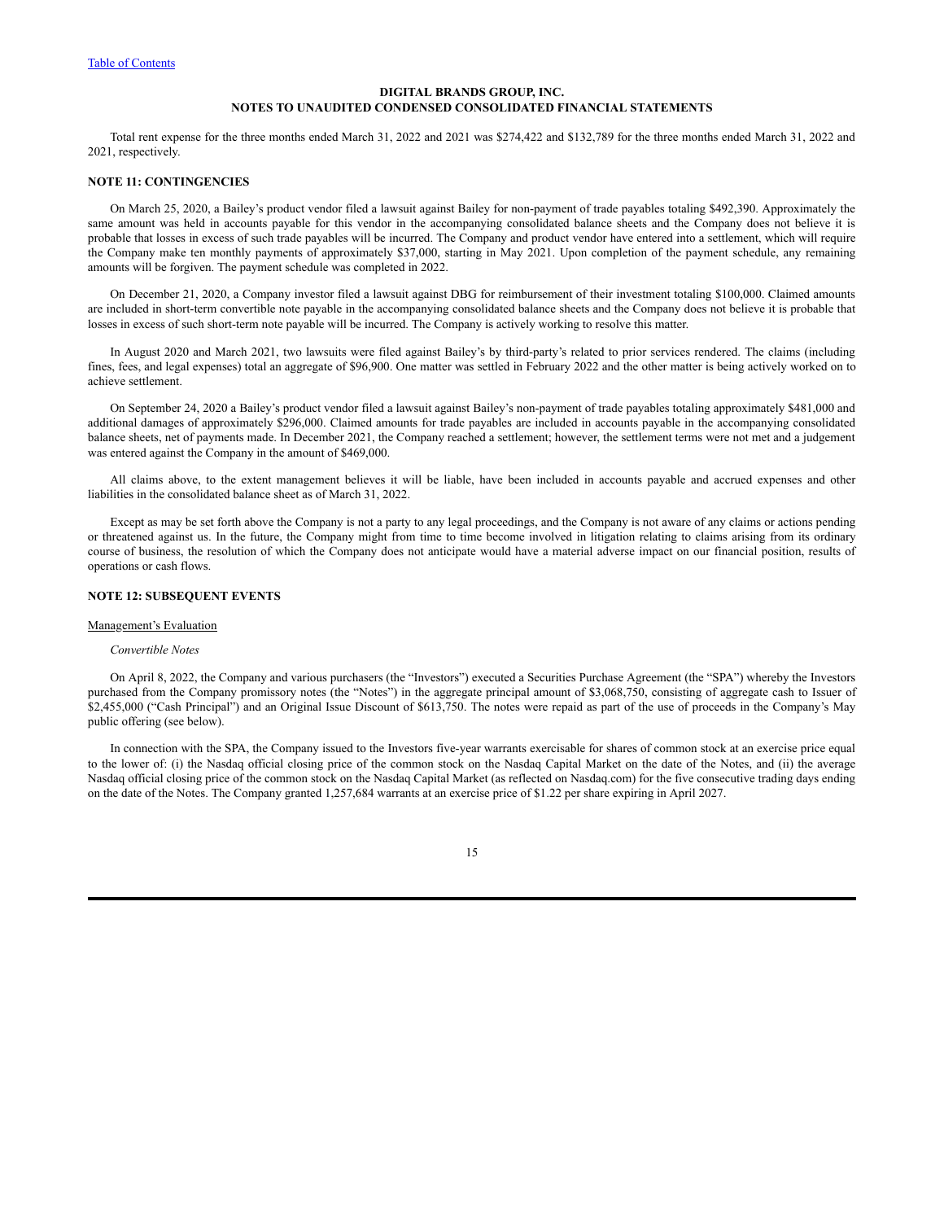Total rent expense for the three months ended March 31, 2022 and 2021 was $274,422 and $132,789 for the three months ended March 31, 2022 and 2021, respectively.

**NOTE 11: CONTINGENCIES**

On March 25, 2020, a Bailey's product vendor filed a lawsuit against Bailey for non-payment of trade payables totaling $492,390. Approximately the same amount was held in accounts payable for this vendor in the accompanying consolidated balance sheets and the Company does not believe it is probable that losses in excess of such trade payables will be incurred. The Company and product vendor have entered into a settlement, which will require the Company make ten monthly payments of approximately $37,000, starting in May 2021. Upon completion of the payment schedule, any remaining amounts will be forgiven. The payment schedule was completed in 2022.

On December 21, 2020, a Company investor filed a lawsuit against DBG for reimbursement of their investment totaling $100,000. Claimed amounts are included in short-term convertible note payable in the accompanying consolidated balance sheets and the Company does not believe it is probable that losses in excess of such short-term note payable will be incurred. The Company is actively working to resolve this matter.

In August 2020 and March 2021, two lawsuits were filed against Bailey's by third-party's related to prior services rendered. The claims (including fines, fees, and legal expenses) total an aggregate of $96,900. One matter was settled in February 2022 and the other matter is being actively worked on to achieve settlement.

On September 24, 2020 a Bailey's product vendor filed a lawsuit against Bailey's non-payment of trade payables totaling approximately $481,000 and additional damages of approximately $296,000. Claimed amounts for trade payables are included in accounts payable in the accompanying consolidated balance sheets, net of payments made. In December 2021, the Company reached a settlement; however, the settlement terms were not met and a judgement was entered against the Company in the amount of $469,000.

All claims above, to the extent management believes it will be liable, have been included in accounts payable and accrued expenses and other liabilities in the consolidated balance sheet as of March 31, 2022.

Except as may be set forth above the Company is not a party to any legal proceedings, and the Company is not aware of any claims or actions pending or threatened against us. In the future, the Company might from time to time become involved in litigation relating to claims arising from its ordinary course of business, the resolution of which the Company does not anticipate would have a material adverse impact on our financial position, results of operations or cash flows.

**NOTE 12: SUBSEQUENT EVENTS**

Management's Evaluation

*Convertible Notes*

On April 8, 2022, the Company and various purchasers (the "Investors") executed a Securities Purchase Agreement (the "SPA") whereby the Investors purchased from the Company promissory notes (the "Notes") in the aggregate principal amount of $3,068,750, consisting of aggregate cash to Issuer of $2,455,000 ("Cash Principal") and an Original Issue Discount of $613,750. The notes were repaid as part of the use of proceeds in the Company's May public offering (see below).

In connection with the SPA, the Company issued to the Investors five-year warrants exercisable for shares of common stock at an exercise price equal to the lower of: (i) the Nasdaq official closing price of the common stock on the Nasdaq Capital Market on the date of the Notes, and (ii) the average Nasdaq official closing price of the common stock on the Nasdaq Capital Market (as reflected on Nasdaq.com) for the five consecutive trading days ending on the date of the Notes. The Company granted 1,257,684 warrants at an exercise price of $1.22 per share expiring in April 2027.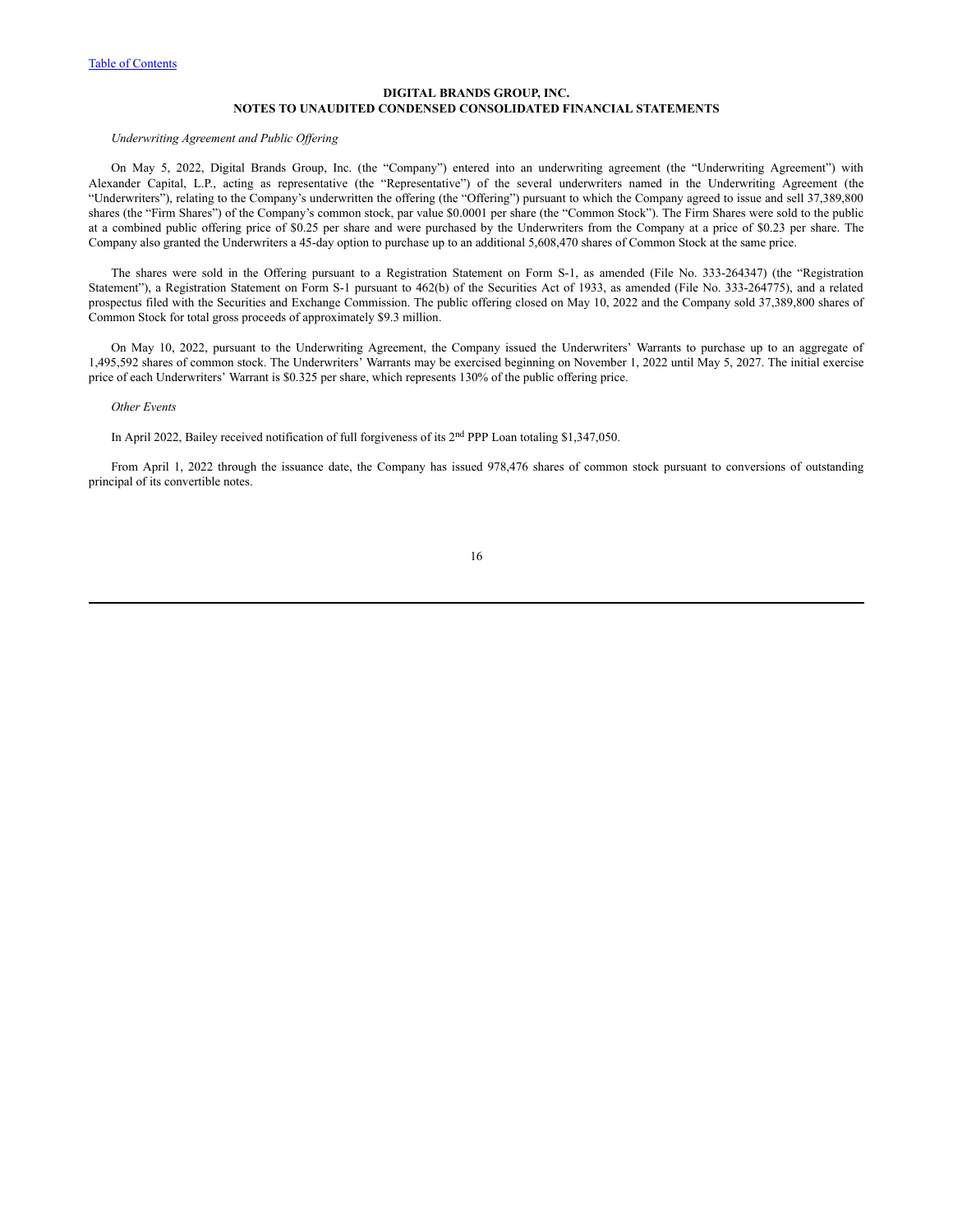## DIGITAL BRANDS GROUP, INC.
## NOTES TO UNAUDITED CONDENSED CONSOLIDATED FINANCIAL STATEMENTS

*Underwriting Agreement and Public Offering*

On May 5, 2022, Digital Brands Group, Inc. (the "Company") entered into an underwriting agreement (the "Underwriting Agreement") with Alexander Capital, L.P., acting as representative (the "Representative") of the several underwriters named in the Underwriting Agreement (the "Underwriters"), relating to the Company's underwritten the offering (the "Offering") pursuant to which the Company agreed to issue and sell 37,389,800 shares (the "Firm Shares") of the Company's common stock, par value $0.0001 per share (the "Common Stock"). The Firm Shares were sold to the public at a combined public offering price of $0.25 per share and were purchased by the Underwriters from the Company at a price of $0.23 per share. The Company also granted the Underwriters a 45-day option to purchase up to an additional 5,608,470 shares of Common Stock at the same price.

The shares were sold in the Offering pursuant to a Registration Statement on Form S-1, as amended (File No. 333-264347) (the "Registration Statement"), a Registration Statement on Form S-1 pursuant to 462(b) of the Securities Act of 1933, as amended (File No. 333-264775), and a related prospectus filed with the Securities and Exchange Commission. The public offering closed on May 10, 2022 and the Company sold 37,389,800 shares of Common Stock for total gross proceeds of approximately $9.3 million.

On May 10, 2022, pursuant to the Underwriting Agreement, the Company issued the Underwriters' Warrants to purchase up to an aggregate of 1,495,592 shares of common stock. The Underwriters' Warrants may be exercised beginning on November 1, 2022 until May 5, 2027. The initial exercise price of each Underwriters' Warrant is $0.325 per share, which represents 130% of the public offering price.

*Other Events*

In April 2022, Bailey received notification of full forgiveness of its 2nd PPP Loan totaling $1,347,050.

From April 1, 2022 through the issuance date, the Company has issued 978,476 shares of common stock pursuant to conversions of outstanding principal of its convertible notes.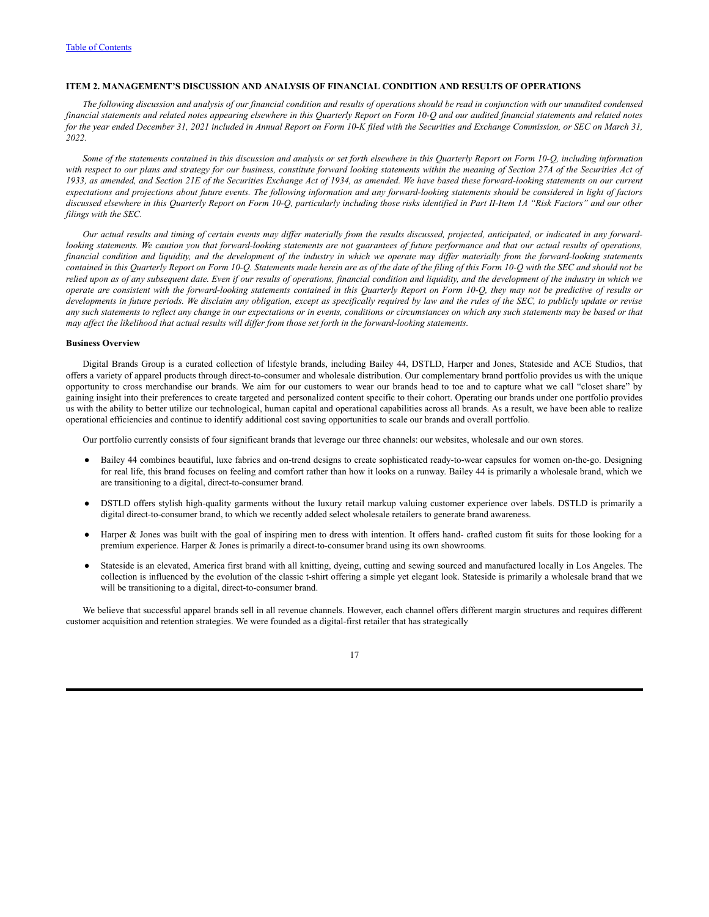## ITEM 2. MANAGEMENT'S DISCUSSION AND ANALYSIS OF FINANCIAL CONDITION AND RESULTS OF OPERATIONS

*The following discussion and analysis of our financial condition and results of operations should be read in conjunction with our unaudited condensed financial statements and related notes appearing elsewhere in this Quarterly Report on Form 10-Q and our audited financial statements and related notes for the year ended December 31, 2021 included in Annual Report on Form 10-K filed with the Securities and Exchange Commission, or SEC on March 31, 2022.*

*Some of the statements contained in this discussion and analysis or set forth elsewhere in this Quarterly Report on Form 10-Q, including information with respect to our plans and strategy for our business, constitute forward looking statements within the meaning of Section 27A of the Securities Act of 1933, as amended, and Section 21E of the Securities Exchange Act of 1934, as amended. We have based these forward-looking statements on our current expectations and projections about future events. The following information and any forward-looking statements should be considered in light of factors discussed elsewhere in this Quarterly Report on Form 10-Q, particularly including those risks identified in Part II-Item 1A "Risk Factors" and our other filings with the SEC.*

*Our actual results and timing of certain events may differ materially from the results discussed, projected, anticipated, or indicated in any forward-looking statements. We caution you that forward-looking statements are not guarantees of future performance and that our actual results of operations, financial condition and liquidity, and the development of the industry in which we operate may differ materially from the forward-looking statements contained in this Quarterly Report on Form 10-Q. Statements made herein are as of the date of the filing of this Form 10-Q with the SEC and should not be relied upon as of any subsequent date. Even if our results of operations, financial condition and liquidity, and the development of the industry in which we operate are consistent with the forward-looking statements contained in this Quarterly Report on Form 10-Q, they may not be predictive of results or developments in future periods. We disclaim any obligation, except as specifically required by law and the rules of the SEC, to publicly update or revise any such statements to reflect any change in our expectations or in events, conditions or circumstances on which any such statements may be based or that may affect the likelihood that actual results will differ from those set forth in the forward-looking statements.*

**Business Overview**

Digital Brands Group is a curated collection of lifestyle brands, including Bailey 44, DSTLD, Harper and Jones, Stateside and ACE Studios, that offers a variety of apparel products through direct-to-consumer and wholesale distribution. Our complementary brand portfolio provides us with the unique opportunity to cross merchandise our brands. We aim for our customers to wear our brands head to toe and to capture what we call "closet share" by gaining insight into their preferences to create targeted and personalized content specific to their cohort. Operating our brands under one portfolio provides us with the ability to better utilize our technological, human capital and operational capabilities across all brands. As a result, we have been able to realize operational efficiencies and continue to identify additional cost saving opportunities to scale our brands and overall portfolio.

Our portfolio currently consists of four significant brands that leverage our three channels: our websites, wholesale and our own stores.

- Bailey 44 combines beautiful, luxe fabrics and on-trend designs to create sophisticated ready-to-wear capsules for women on-the-go. Designing for real life, this brand focuses on feeling and comfort rather than how it looks on a runway. Bailey 44 is primarily a wholesale brand, which we are transitioning to a digital, direct-to-consumer brand.
- DSTLD offers stylish high-quality garments without the luxury retail markup valuing customer experience over labels. DSTLD is primarily a digital direct-to-consumer brand, to which we recently added select wholesale retailers to generate brand awareness.
- Harper & Jones was built with the goal of inspiring men to dress with intention. It offers hand- crafted custom fit suits for those looking for a premium experience. Harper & Jones is primarily a direct-to-consumer brand using its own showrooms.
- Stateside is an elevated, America first brand with all knitting, dyeing, cutting and sewing sourced and manufactured locally in Los Angeles. The collection is influenced by the evolution of the classic t-shirt offering a simple yet elegant look. Stateside is primarily a wholesale brand that we will be transitioning to a digital, direct-to-consumer brand.

We believe that successful apparel brands sell in all revenue channels. However, each channel offers different margin structures and requires different customer acquisition and retention strategies. We were founded as a digital-first retailer that has strategically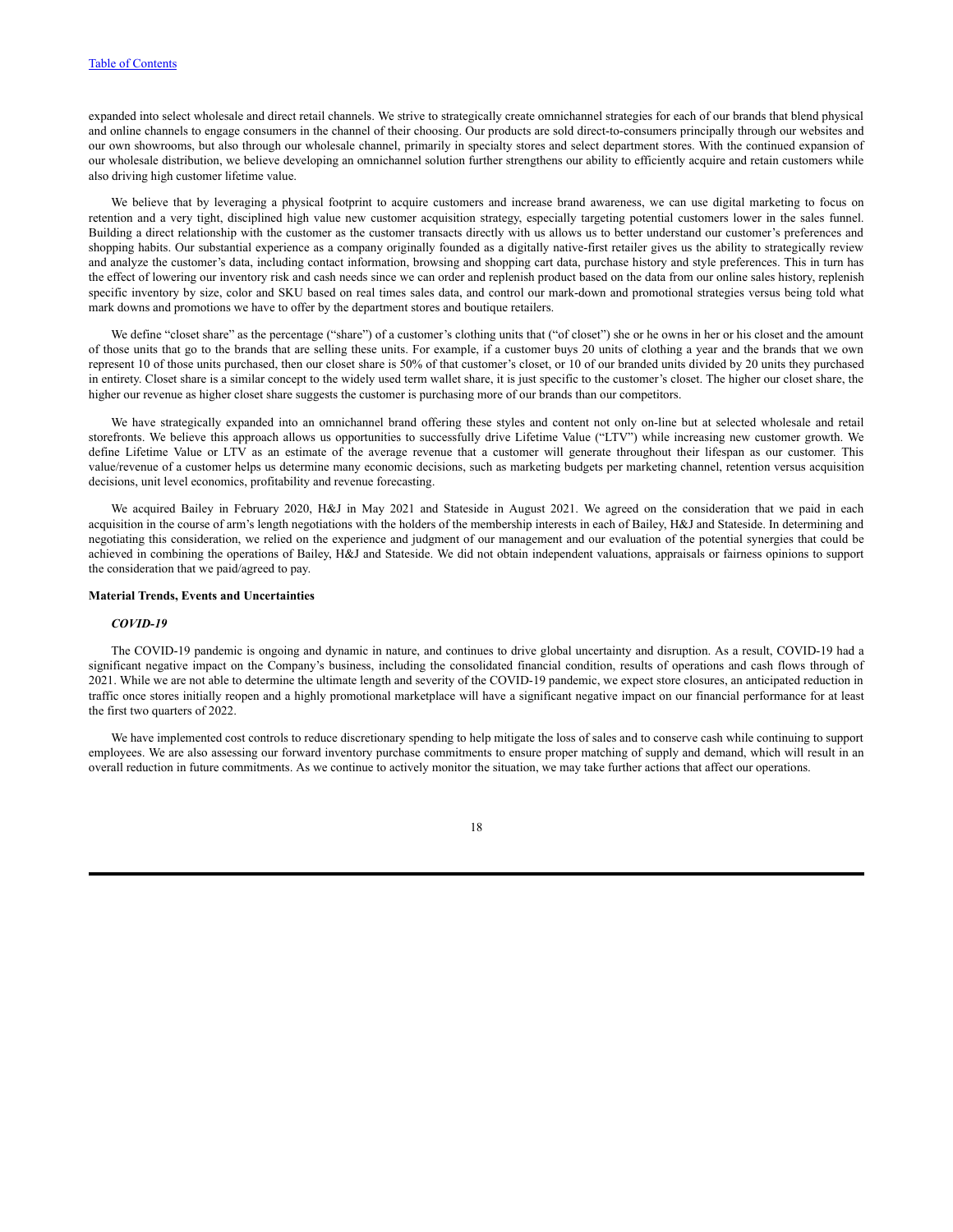expanded into select wholesale and direct retail channels. We strive to strategically create omnichannel strategies for each of our brands that blend physical and online channels to engage consumers in the channel of their choosing. Our products are sold direct-to-consumers principally through our websites and our own showrooms, but also through our wholesale channel, primarily in specialty stores and select department stores. With the continued expansion of our wholesale distribution, we believe developing an omnichannel solution further strengthens our ability to efficiently acquire and retain customers while also driving high customer lifetime value.

We believe that by leveraging a physical footprint to acquire customers and increase brand awareness, we can use digital marketing to focus on retention and a very tight, disciplined high value new customer acquisition strategy, especially targeting potential customers lower in the sales funnel. Building a direct relationship with the customer as the customer transacts directly with us allows us to better understand our customer's preferences and shopping habits. Our substantial experience as a company originally founded as a digitally native-first retailer gives us the ability to strategically review and analyze the customer's data, including contact information, browsing and shopping cart data, purchase history and style preferences. This in turn has the effect of lowering our inventory risk and cash needs since we can order and replenish product based on the data from our online sales history, replenish specific inventory by size, color and SKU based on real times sales data, and control our mark-down and promotional strategies versus being told what mark downs and promotions we have to offer by the department stores and boutique retailers.

We define "closet share" as the percentage ("share") of a customer's clothing units that ("of closet") she or he owns in her or his closet and the amount of those units that go to the brands that are selling these units. For example, if a customer buys 20 units of clothing a year and the brands that we own represent 10 of those units purchased, then our closet share is 50% of that customer's closet, or 10 of our branded units divided by 20 units they purchased in entirety. Closet share is a similar concept to the widely used term wallet share, it is just specific to the customer's closet. The higher our closet share, the higher our revenue as higher closet share suggests the customer is purchasing more of our brands than our competitors.

We have strategically expanded into an omnichannel brand offering these styles and content not only on-line but at selected wholesale and retail storefronts. We believe this approach allows us opportunities to successfully drive Lifetime Value ("LTV") while increasing new customer growth. We define Lifetime Value or LTV as an estimate of the average revenue that a customer will generate throughout their lifespan as our customer. This value/revenue of a customer helps us determine many economic decisions, such as marketing budgets per marketing channel, retention versus acquisition decisions, unit level economics, profitability and revenue forecasting.

We acquired Bailey in February 2020, H&J in May 2021 and Stateside in August 2021. We agreed on the consideration that we paid in each acquisition in the course of arm's length negotiations with the holders of the membership interests in each of Bailey, H&J and Stateside. In determining and negotiating this consideration, we relied on the experience and judgment of our management and our evaluation of the potential synergies that could be achieved in combining the operations of Bailey, H&J and Stateside. We did not obtain independent valuations, appraisals or fairness opinions to support the consideration that we paid/agreed to pay.

**Material Trends, Events and Uncertainties**

***COVID-19***

The COVID-19 pandemic is ongoing and dynamic in nature, and continues to drive global uncertainty and disruption. As a result, COVID-19 had a significant negative impact on the Company's business, including the consolidated financial condition, results of operations and cash flows through of 2021. While we are not able to determine the ultimate length and severity of the COVID-19 pandemic, we expect store closures, an anticipated reduction in traffic once stores initially reopen and a highly promotional marketplace will have a significant negative impact on our financial performance for at least the first two quarters of 2022.

We have implemented cost controls to reduce discretionary spending to help mitigate the loss of sales and to conserve cash while continuing to support employees. We are also assessing our forward inventory purchase commitments to ensure proper matching of supply and demand, which will result in an overall reduction in future commitments. As we continue to actively monitor the situation, we may take further actions that affect our operations.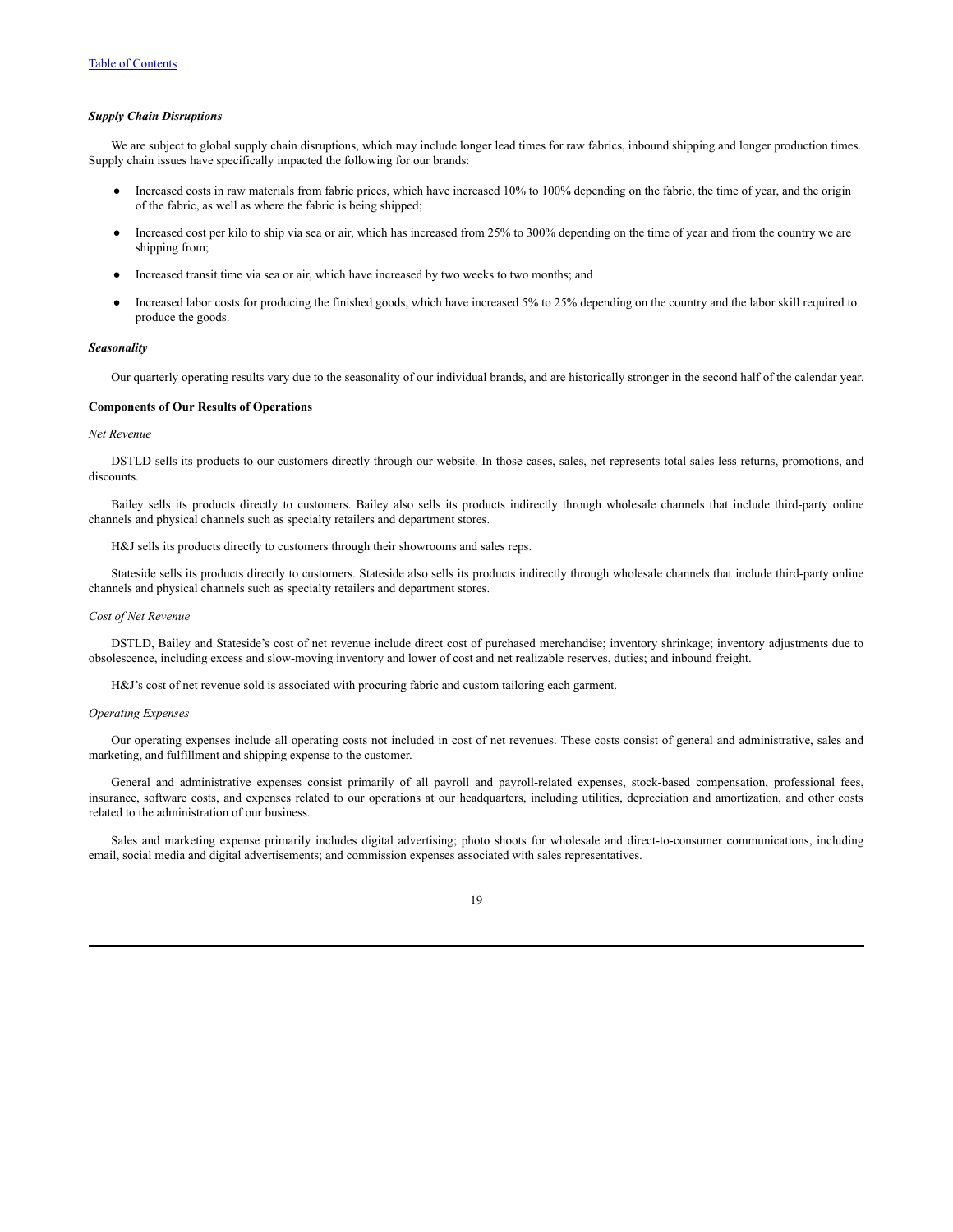***Supply Chain Disruptions***

We are subject to global supply chain disruptions, which may include longer lead times for raw fabrics, inbound shipping and longer production times. Supply chain issues have specifically impacted the following for our brands:

- Increased costs in raw materials from fabric prices, which have increased 10% to 100% depending on the fabric, the time of year, and the origin of the fabric, as well as where the fabric is being shipped;
- Increased cost per kilo to ship via sea or air, which has increased from 25% to 300% depending on the time of year and from the country we are shipping from;
- Increased transit time via sea or air, which have increased by two weeks to two months; and
- Increased labor costs for producing the finished goods, which have increased 5% to 25% depending on the country and the labor skill required to produce the goods.

***Seasonality***

Our quarterly operating results vary due to the seasonality of our individual brands, and are historically stronger in the second half of the calendar year.

**Components of Our Results of Operations**

*Net Revenue*

DSTLD sells its products to our customers directly through our website. In those cases, sales, net represents total sales less returns, promotions, and discounts.

Bailey sells its products directly to customers. Bailey also sells its products indirectly through wholesale channels that include third-party online channels and physical channels such as specialty retailers and department stores.

H&J sells its products directly to customers through their showrooms and sales reps.

Stateside sells its products directly to customers. Stateside also sells its products indirectly through wholesale channels that include third-party online channels and physical channels such as specialty retailers and department stores.

*Cost of Net Revenue*

DSTLD, Bailey and Stateside's cost of net revenue include direct cost of purchased merchandise; inventory shrinkage; inventory adjustments due to obsolescence, including excess and slow-moving inventory and lower of cost and net realizable reserves, duties; and inbound freight.

H&J's cost of net revenue sold is associated with procuring fabric and custom tailoring each garment.

*Operating Expenses*

Our operating expenses include all operating costs not included in cost of net revenues. These costs consist of general and administrative, sales and marketing, and fulfillment and shipping expense to the customer.

General and administrative expenses consist primarily of all payroll and payroll-related expenses, stock-based compensation, professional fees, insurance, software costs, and expenses related to our operations at our headquarters, including utilities, depreciation and amortization, and other costs related to the administration of our business.

Sales and marketing expense primarily includes digital advertising; photo shoots for wholesale and direct-to-consumer communications, including email, social media and digital advertisements; and commission expenses associated with sales representatives.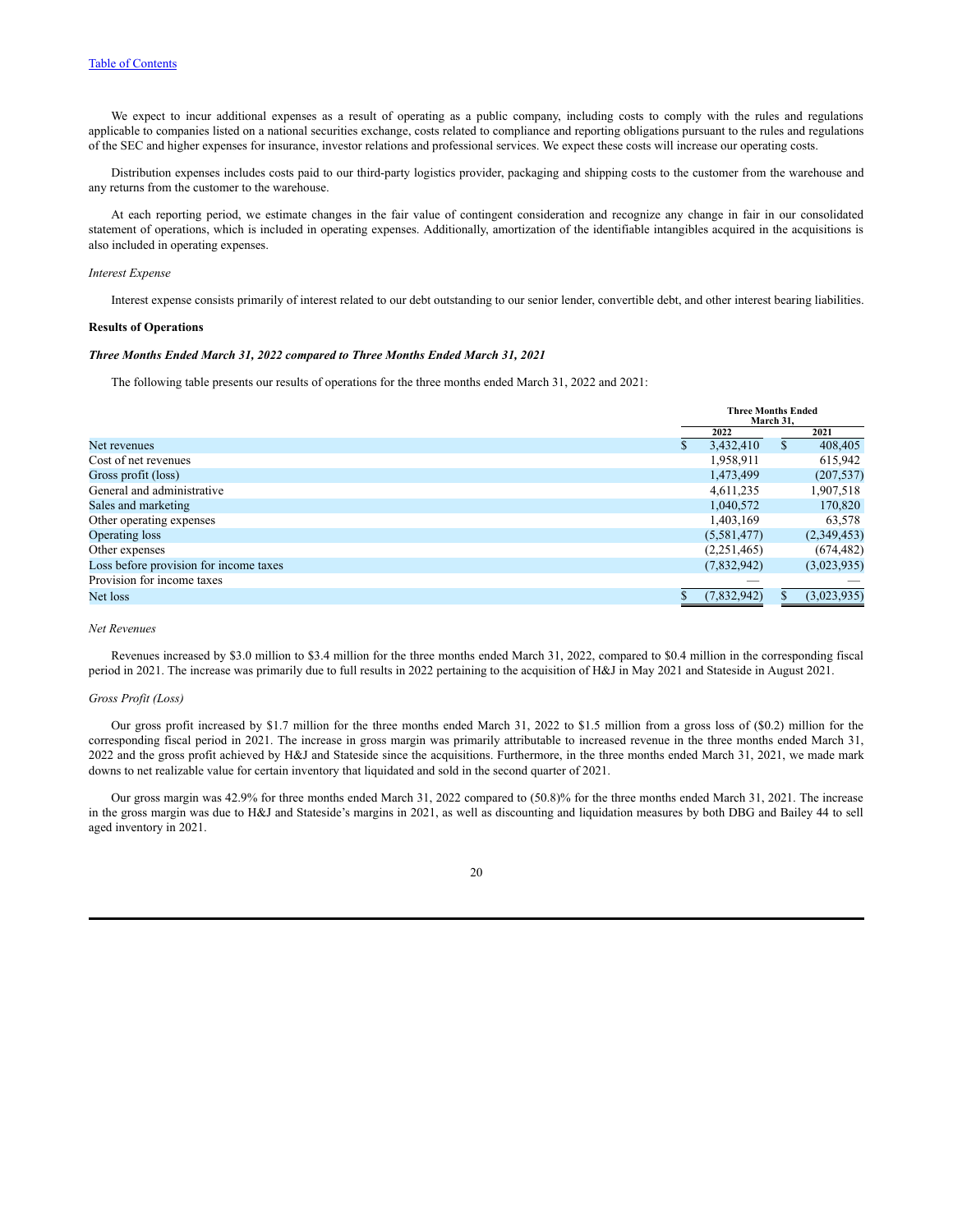We expect to incur additional expenses as a result of operating as a public company, including costs to comply with the rules and regulations applicable to companies listed on a national securities exchange, costs related to compliance and reporting obligations pursuant to the rules and regulations of the SEC and higher expenses for insurance, investor relations and professional services. We expect these costs will increase our operating costs.

Distribution expenses includes costs paid to our third-party logistics provider, packaging and shipping costs to the customer from the warehouse and any returns from the customer to the warehouse.

At each reporting period, we estimate changes in the fair value of contingent consideration and recognize any change in fair in our consolidated statement of operations, which is included in operating expenses. Additionally, amortization of the identifiable intangibles acquired in the acquisitions is also included in operating expenses.

*Interest Expense*

Interest expense consists primarily of interest related to our debt outstanding to our senior lender, convertible debt, and other interest bearing liabilities.

**Results of Operations**

***Three Months Ended March 31, 2022 compared to Three Months Ended March 31, 2021***

The following table presents our results of operations for the three months ended March 31, 2022 and 2021:

| | Three Months Ended March 31, | |
|---|---|---|
| | 2022 | 2021 |
| Net revenues | $ 3,432,410 | $ 408,405 |
| Cost of net revenues | 1,958,911 | 615,942 |
| Gross profit (loss) | 1,473,499 | (207,537) |
| General and administrative | 4,611,235 | 1,907,518 |
| Sales and marketing | 1,040,572 | 170,820 |
| Other operating expenses | 1,403,169 | 63,578 |
| Operating loss | (5,581,477) | (2,349,453) |
| Other expenses | (2,251,465) | (674,482) |
| Loss before provision for income taxes | (7,832,942) | (3,023,935) |
| Provision for income taxes | — | — |
| Net loss | $ (7,832,942) | $ (3,023,935) |

*Net Revenues*

Revenues increased by $3.0 million to $3.4 million for the three months ended March 31, 2022, compared to $0.4 million in the corresponding fiscal period in 2021. The increase was primarily due to full results in 2022 pertaining to the acquisition of H&J in May 2021 and Stateside in August 2021.

*Gross Profit (Loss)*

Our gross profit increased by $1.7 million for the three months ended March 31, 2022 to $1.5 million from a gross loss of ($0.2) million for the corresponding fiscal period in 2021. The increase in gross margin was primarily attributable to increased revenue in the three months ended March 31, 2022 and the gross profit achieved by H&J and Stateside since the acquisitions. Furthermore, in the three months ended March 31, 2021, we made mark downs to net realizable value for certain inventory that liquidated and sold in the second quarter of 2021.

Our gross margin was 42.9% for three months ended March 31, 2022 compared to (50.8)% for the three months ended March 31, 2021. The increase in the gross margin was due to H&J and Stateside's margins in 2021, as well as discounting and liquidation measures by both DBG and Bailey 44 to sell aged inventory in 2021.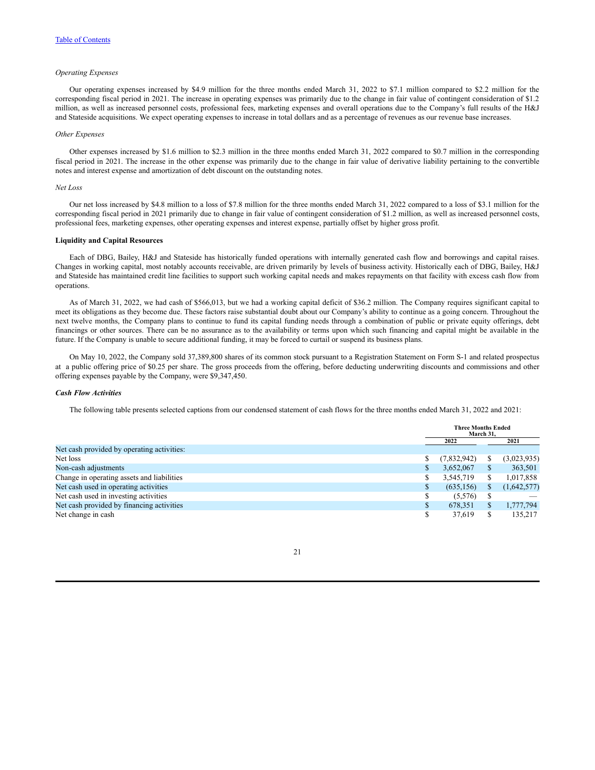*Operating Expenses*

Our operating expenses increased by $4.9 million for the three months ended March 31, 2022 to $7.1 million compared to $2.2 million for the corresponding fiscal period in 2021. The increase in operating expenses was primarily due to the change in fair value of contingent consideration of $1.2 million, as well as increased personnel costs, professional fees, marketing expenses and overall operations due to the Company's full results of the H&J and Stateside acquisitions. We expect operating expenses to increase in total dollars and as a percentage of revenues as our revenue base increases.

*Other Expenses*

Other expenses increased by $1.6 million to $2.3 million in the three months ended March 31, 2022 compared to $0.7 million in the corresponding fiscal period in 2021. The increase in the other expense was primarily due to the change in fair value of derivative liability pertaining to the convertible notes and interest expense and amortization of debt discount on the outstanding notes.

*Net Loss*

Our net loss increased by $4.8 million to a loss of $7.8 million for the three months ended March 31, 2022 compared to a loss of $3.1 million for the corresponding fiscal period in 2021 primarily due to change in fair value of contingent consideration of $1.2 million, as well as increased personnel costs, professional fees, marketing expenses, other operating expenses and interest expense, partially offset by higher gross profit.

**Liquidity and Capital Resources**

Each of DBG, Bailey, H&J and Stateside has historically funded operations with internally generated cash flow and borrowings and capital raises. Changes in working capital, most notably accounts receivable, are driven primarily by levels of business activity. Historically each of DBG, Bailey, H&J and Stateside has maintained credit line facilities to support such working capital needs and makes repayments on that facility with excess cash flow from operations.

As of March 31, 2022, we had cash of $566,013, but we had a working capital deficit of $36.2 million. The Company requires significant capital to meet its obligations as they become due. These factors raise substantial doubt about our Company's ability to continue as a going concern. Throughout the next twelve months, the Company plans to continue to fund its capital funding needs through a combination of public or private equity offerings, debt financings or other sources. There can be no assurance as to the availability or terms upon which such financing and capital might be available in the future. If the Company is unable to secure additional funding, it may be forced to curtail or suspend its business plans.

On May 10, 2022, the Company sold 37,389,800 shares of its common stock pursuant to a Registration Statement on Form S-1 and related prospectus at a public offering price of $0.25 per share. The gross proceeds from the offering, before deducting underwriting discounts and commissions and other offering expenses payable by the Company, were $9,347,450.

***Cash Flow Activities***

The following table presents selected captions from our condensed statement of cash flows for the three months ended March 31, 2022 and 2021:

| | Three Months Ended March 31, | |
|---|---|---|
| | 2022 | 2021 |
| Net cash provided by operating activities: | | |
| Net loss | $ (7,832,942) | $ (3,023,935) |
| Non-cash adjustments | $ 3,652,067 | $ 363,501 |
| Change in operating assets and liabilities | $ 3,545,719 | $ 1,017,858 |
| Net cash used in operating activities | $ (635,156) | $ (1,642,577) |
| Net cash used in investing activities | $ (5,576) | $ — |
| Net cash provided by financing activities | $ 678,351 | $ 1,777,794 |
| Net change in cash | $ 37,619 | $ 135,217 |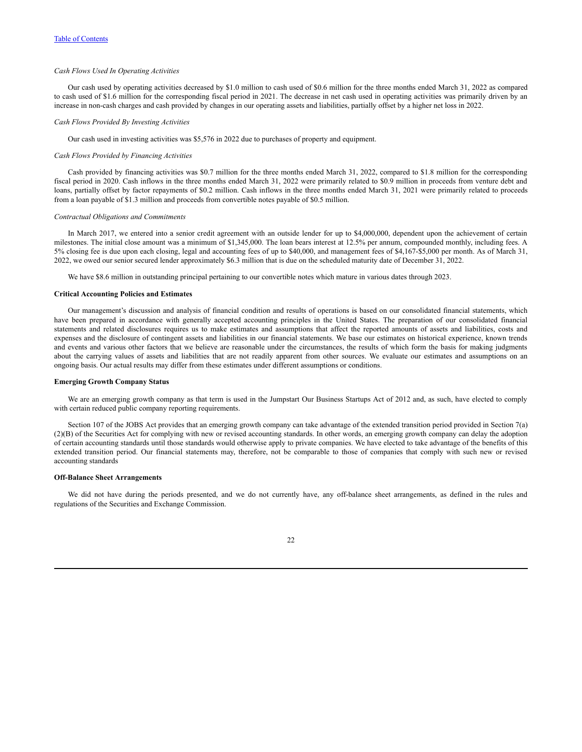*Cash Flows Used In Operating Activities*

Our cash used by operating activities decreased by $1.0 million to cash used of $0.6 million for the three months ended March 31, 2022 as compared to cash used of $1.6 million for the corresponding fiscal period in 2021. The decrease in net cash used in operating activities was primarily driven by an increase in non-cash charges and cash provided by changes in our operating assets and liabilities, partially offset by a higher net loss in 2022.

*Cash Flows Provided By Investing Activities*

Our cash used in investing activities was $5,576 in 2022 due to purchases of property and equipment.

*Cash Flows Provided by Financing Activities*

Cash provided by financing activities was $0.7 million for the three months ended March 31, 2022, compared to $1.8 million for the corresponding fiscal period in 2020. Cash inflows in the three months ended March 31, 2022 were primarily related to $0.9 million in proceeds from venture debt and loans, partially offset by factor repayments of $0.2 million. Cash inflows in the three months ended March 31, 2021 were primarily related to proceeds from a loan payable of $1.3 million and proceeds from convertible notes payable of $0.5 million.

*Contractual Obligations and Commitments*

In March 2017, we entered into a senior credit agreement with an outside lender for up to $4,000,000, dependent upon the achievement of certain milestones. The initial close amount was a minimum of $1,345,000. The loan bears interest at 12.5% per annum, compounded monthly, including fees. A 5% closing fee is due upon each closing, legal and accounting fees of up to $40,000, and management fees of $4,167-$5,000 per month. As of March 31, 2022, we owed our senior secured lender approximately $6.3 million that is due on the scheduled maturity date of December 31, 2022.

We have $8.6 million in outstanding principal pertaining to our convertible notes which mature in various dates through 2023.

**Critical Accounting Policies and Estimates**

Our management's discussion and analysis of financial condition and results of operations is based on our consolidated financial statements, which have been prepared in accordance with generally accepted accounting principles in the United States. The preparation of our consolidated financial statements and related disclosures requires us to make estimates and assumptions that affect the reported amounts of assets and liabilities, costs and expenses and the disclosure of contingent assets and liabilities in our financial statements. We base our estimates on historical experience, known trends and events and various other factors that we believe are reasonable under the circumstances, the results of which form the basis for making judgments about the carrying values of assets and liabilities that are not readily apparent from other sources. We evaluate our estimates and assumptions on an ongoing basis. Our actual results may differ from these estimates under different assumptions or conditions.

**Emerging Growth Company Status**

We are an emerging growth company as that term is used in the Jumpstart Our Business Startups Act of 2012 and, as such, have elected to comply with certain reduced public company reporting requirements.

Section 107 of the JOBS Act provides that an emerging growth company can take advantage of the extended transition period provided in Section 7(a)(2)(B) of the Securities Act for complying with new or revised accounting standards. In other words, an emerging growth company can delay the adoption of certain accounting standards until those standards would otherwise apply to private companies. We have elected to take advantage of the benefits of this extended transition period. Our financial statements may, therefore, not be comparable to those of companies that comply with such new or revised accounting standards

**Off-Balance Sheet Arrangements**

We did not have during the periods presented, and we do not currently have, any off-balance sheet arrangements, as defined in the rules and regulations of the Securities and Exchange Commission.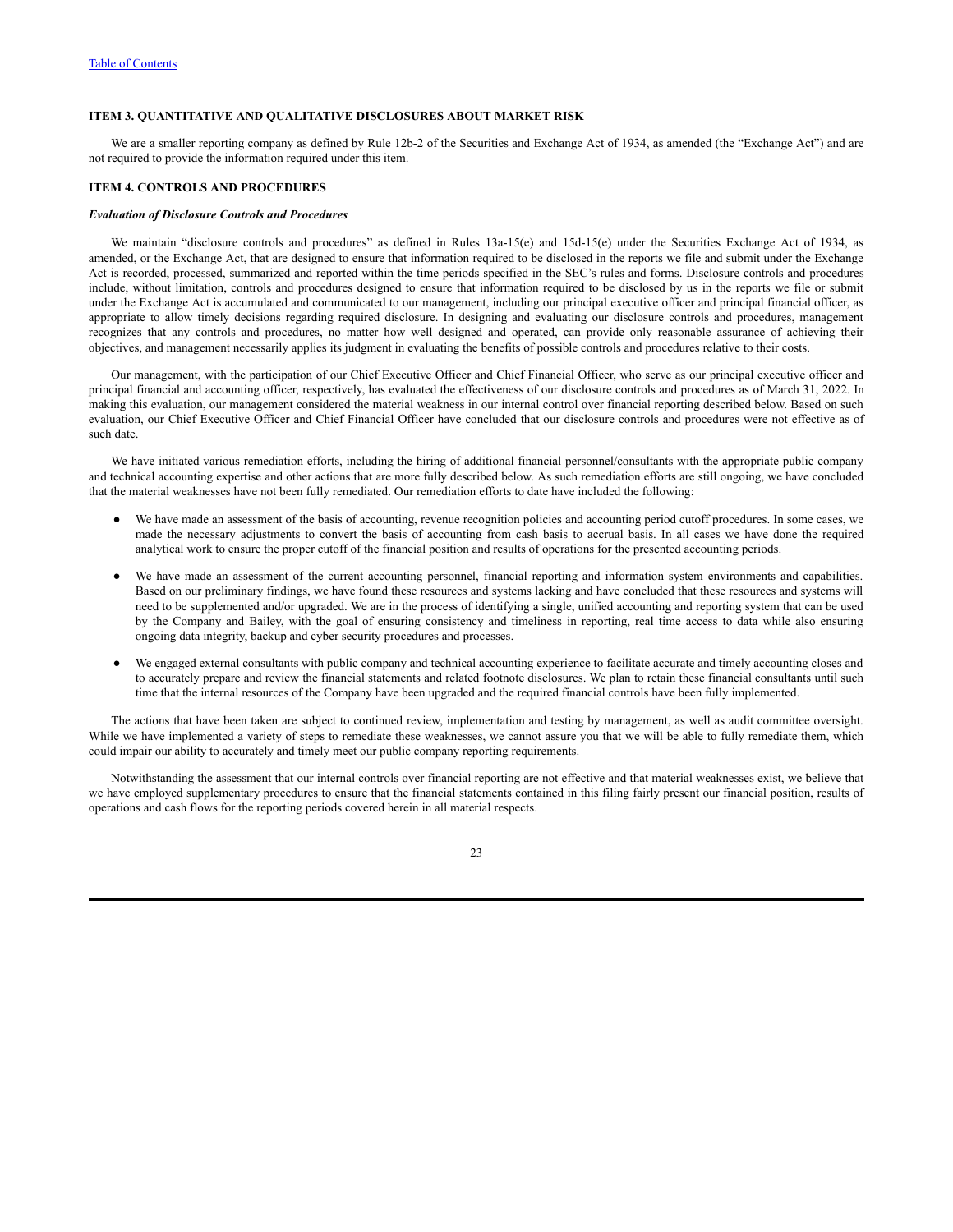### ITEM 3. QUANTITATIVE AND QUALITATIVE DISCLOSURES ABOUT MARKET RISK

We are a smaller reporting company as defined by Rule 12b-2 of the Securities and Exchange Act of 1934, as amended (the "Exchange Act") and are not required to provide the information required under this item.

### ITEM 4. CONTROLS AND PROCEDURES

***Evaluation of Disclosure Controls and Procedures***

We maintain "disclosure controls and procedures" as defined in Rules 13a-15(e) and 15d-15(e) under the Securities Exchange Act of 1934, as amended, or the Exchange Act, that are designed to ensure that information required to be disclosed in the reports we file and submit under the Exchange Act is recorded, processed, summarized and reported within the time periods specified in the SEC's rules and forms. Disclosure controls and procedures include, without limitation, controls and procedures designed to ensure that information required to be disclosed by us in the reports we file or submit under the Exchange Act is accumulated and communicated to our management, including our principal executive officer and principal financial officer, as appropriate to allow timely decisions regarding required disclosure. In designing and evaluating our disclosure controls and procedures, management recognizes that any controls and procedures, no matter how well designed and operated, can provide only reasonable assurance of achieving their objectives, and management necessarily applies its judgment in evaluating the benefits of possible controls and procedures relative to their costs.

Our management, with the participation of our Chief Executive Officer and Chief Financial Officer, who serve as our principal executive officer and principal financial and accounting officer, respectively, has evaluated the effectiveness of our disclosure controls and procedures as of March 31, 2022. In making this evaluation, our management considered the material weakness in our internal control over financial reporting described below. Based on such evaluation, our Chief Executive Officer and Chief Financial Officer have concluded that our disclosure controls and procedures were not effective as of such date.

We have initiated various remediation efforts, including the hiring of additional financial personnel/consultants with the appropriate public company and technical accounting expertise and other actions that are more fully described below. As such remediation efforts are still ongoing, we have concluded that the material weaknesses have not been fully remediated. Our remediation efforts to date have included the following:

- We have made an assessment of the basis of accounting, revenue recognition policies and accounting period cutoff procedures. In some cases, we made the necessary adjustments to convert the basis of accounting from cash basis to accrual basis. In all cases we have done the required analytical work to ensure the proper cutoff of the financial position and results of operations for the presented accounting periods.
- We have made an assessment of the current accounting personnel, financial reporting and information system environments and capabilities. Based on our preliminary findings, we have found these resources and systems lacking and have concluded that these resources and systems will need to be supplemented and/or upgraded. We are in the process of identifying a single, unified accounting and reporting system that can be used by the Company and Bailey, with the goal of ensuring consistency and timeliness in reporting, real time access to data while also ensuring ongoing data integrity, backup and cyber security procedures and processes.
- We engaged external consultants with public company and technical accounting experience to facilitate accurate and timely accounting closes and to accurately prepare and review the financial statements and related footnote disclosures. We plan to retain these financial consultants until such time that the internal resources of the Company have been upgraded and the required financial controls have been fully implemented.

The actions that have been taken are subject to continued review, implementation and testing by management, as well as audit committee oversight. While we have implemented a variety of steps to remediate these weaknesses, we cannot assure you that we will be able to fully remediate them, which could impair our ability to accurately and timely meet our public company reporting requirements.

Notwithstanding the assessment that our internal controls over financial reporting are not effective and that material weaknesses exist, we believe that we have employed supplementary procedures to ensure that the financial statements contained in this filing fairly present our financial position, results of operations and cash flows for the reporting periods covered herein in all material respects.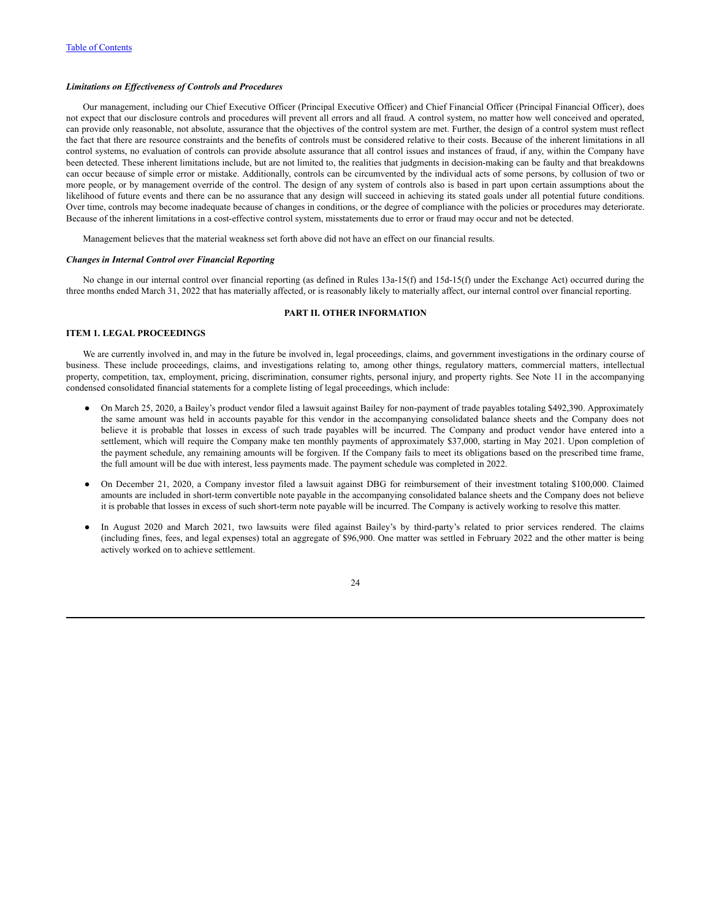***Limitations on Effectiveness of Controls and Procedures***

Our management, including our Chief Executive Officer (Principal Executive Officer) and Chief Financial Officer (Principal Financial Officer), does not expect that our disclosure controls and procedures will prevent all errors and all fraud. A control system, no matter how well conceived and operated, can provide only reasonable, not absolute, assurance that the objectives of the control system are met. Further, the design of a control system must reflect the fact that there are resource constraints and the benefits of controls must be considered relative to their costs. Because of the inherent limitations in all control systems, no evaluation of controls can provide absolute assurance that all control issues and instances of fraud, if any, within the Company have been detected. These inherent limitations include, but are not limited to, the realities that judgments in decision-making can be faulty and that breakdowns can occur because of simple error or mistake. Additionally, controls can be circumvented by the individual acts of some persons, by collusion of two or more people, or by management override of the control. The design of any system of controls also is based in part upon certain assumptions about the likelihood of future events and there can be no assurance that any design will succeed in achieving its stated goals under all potential future conditions. Over time, controls may become inadequate because of changes in conditions, or the degree of compliance with the policies or procedures may deteriorate. Because of the inherent limitations in a cost-effective control system, misstatements due to error or fraud may occur and not be detected.

Management believes that the material weakness set forth above did not have an effect on our financial results.

***Changes in Internal Control over Financial Reporting***

No change in our internal control over financial reporting (as defined in Rules 13a-15(f) and 15d-15(f) under the Exchange Act) occurred during the three months ended March 31, 2022 that has materially affected, or is reasonably likely to materially affect, our internal control over financial reporting.

## PART II. OTHER INFORMATION

### ITEM 1. LEGAL PROCEEDINGS

We are currently involved in, and may in the future be involved in, legal proceedings, claims, and government investigations in the ordinary course of business. These include proceedings, claims, and investigations relating to, among other things, regulatory matters, commercial matters, intellectual property, competition, tax, employment, pricing, discrimination, consumer rights, personal injury, and property rights. See Note 11 in the accompanying condensed consolidated financial statements for a complete listing of legal proceedings, which include:

- On March 25, 2020, a Bailey's product vendor filed a lawsuit against Bailey for non-payment of trade payables totaling $492,390. Approximately the same amount was held in accounts payable for this vendor in the accompanying consolidated balance sheets and the Company does not believe it is probable that losses in excess of such trade payables will be incurred. The Company and product vendor have entered into a settlement, which will require the Company make ten monthly payments of approximately $37,000, starting in May 2021. Upon completion of the payment schedule, any remaining amounts will be forgiven. If the Company fails to meet its obligations based on the prescribed time frame, the full amount will be due with interest, less payments made. The payment schedule was completed in 2022.

- On December 21, 2020, a Company investor filed a lawsuit against DBG for reimbursement of their investment totaling $100,000. Claimed amounts are included in short-term convertible note payable in the accompanying consolidated balance sheets and the Company does not believe it is probable that losses in excess of such short-term note payable will be incurred. The Company is actively working to resolve this matter.

- In August 2020 and March 2021, two lawsuits were filed against Bailey's by third-party's related to prior services rendered. The claims (including fines, fees, and legal expenses) total an aggregate of $96,900. One matter was settled in February 2022 and the other matter is being actively worked on to achieve settlement.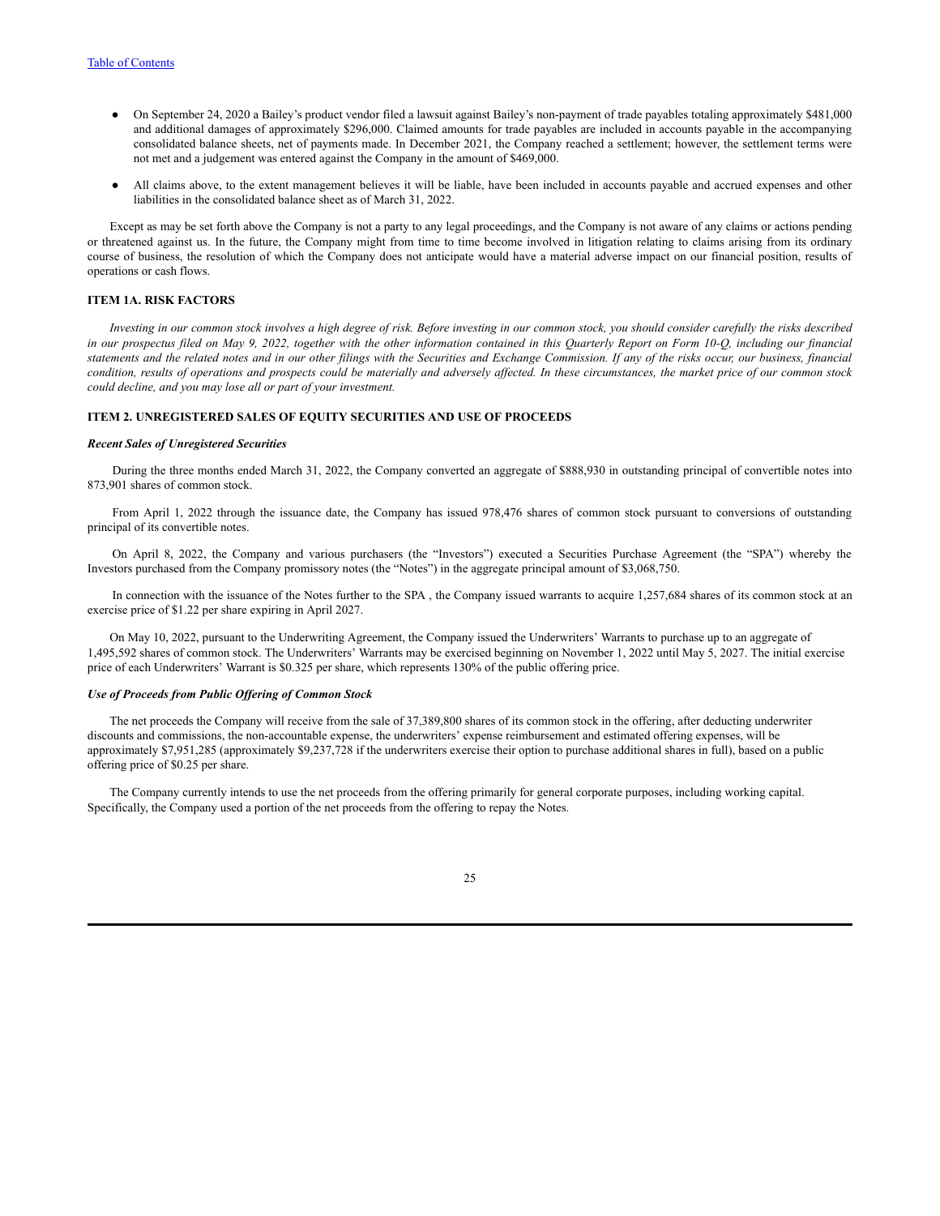- On September 24, 2020 a Bailey's product vendor filed a lawsuit against Bailey's non-payment of trade payables totaling approximately $481,000 and additional damages of approximately $296,000. Claimed amounts for trade payables are included in accounts payable in the accompanying consolidated balance sheets, net of payments made. In December 2021, the Company reached a settlement; however, the settlement terms were not met and a judgement was entered against the Company in the amount of $469,000.
- All claims above, to the extent management believes it will be liable, have been included in accounts payable and accrued expenses and other liabilities in the consolidated balance sheet as of March 31, 2022.

Except as may be set forth above the Company is not a party to any legal proceedings, and the Company is not aware of any claims or actions pending or threatened against us. In the future, the Company might from time to time become involved in litigation relating to claims arising from its ordinary course of business, the resolution of which the Company does not anticipate would have a material adverse impact on our financial position, results of operations or cash flows.

### ITEM 1A. RISK FACTORS

*Investing in our common stock involves a high degree of risk. Before investing in our common stock, you should consider carefully the risks described in our prospectus filed on May 9, 2022, together with the other information contained in this Quarterly Report on Form 10-Q, including our financial statements and the related notes and in our other filings with the Securities and Exchange Commission. If any of the risks occur, our business, financial condition, results of operations and prospects could be materially and adversely affected. In these circumstances, the market price of our common stock could decline, and you may lose all or part of your investment.*

### ITEM 2. UNREGISTERED SALES OF EQUITY SECURITIES AND USE OF PROCEEDS

#### *Recent Sales of Unregistered Securities*

During the three months ended March 31, 2022, the Company converted an aggregate of $888,930 in outstanding principal of convertible notes into 873,901 shares of common stock.

From April 1, 2022 through the issuance date, the Company has issued 978,476 shares of common stock pursuant to conversions of outstanding principal of its convertible notes.

On April 8, 2022, the Company and various purchasers (the "Investors") executed a Securities Purchase Agreement (the "SPA") whereby the Investors purchased from the Company promissory notes (the "Notes") in the aggregate principal amount of $3,068,750.

In connection with the issuance of the Notes further to the SPA , the Company issued warrants to acquire 1,257,684 shares of its common stock at an exercise price of $1.22 per share expiring in April 2027.

On May 10, 2022, pursuant to the Underwriting Agreement, the Company issued the Underwriters' Warrants to purchase up to an aggregate of 1,495,592 shares of common stock. The Underwriters' Warrants may be exercised beginning on November 1, 2022 until May 5, 2027. The initial exercise price of each Underwriters' Warrant is $0.325 per share, which represents 130% of the public offering price.

#### *Use of Proceeds from Public Offering of Common Stock*

The net proceeds the Company will receive from the sale of 37,389,800 shares of its common stock in the offering, after deducting underwriter discounts and commissions, the non-accountable expense, the underwriters' expense reimbursement and estimated offering expenses, will be approximately $7,951,285 (approximately $9,237,728 if the underwriters exercise their option to purchase additional shares in full), based on a public offering price of $0.25 per share.

The Company currently intends to use the net proceeds from the offering primarily for general corporate purposes, including working capital. Specifically, the Company used a portion of the net proceeds from the offering to repay the Notes.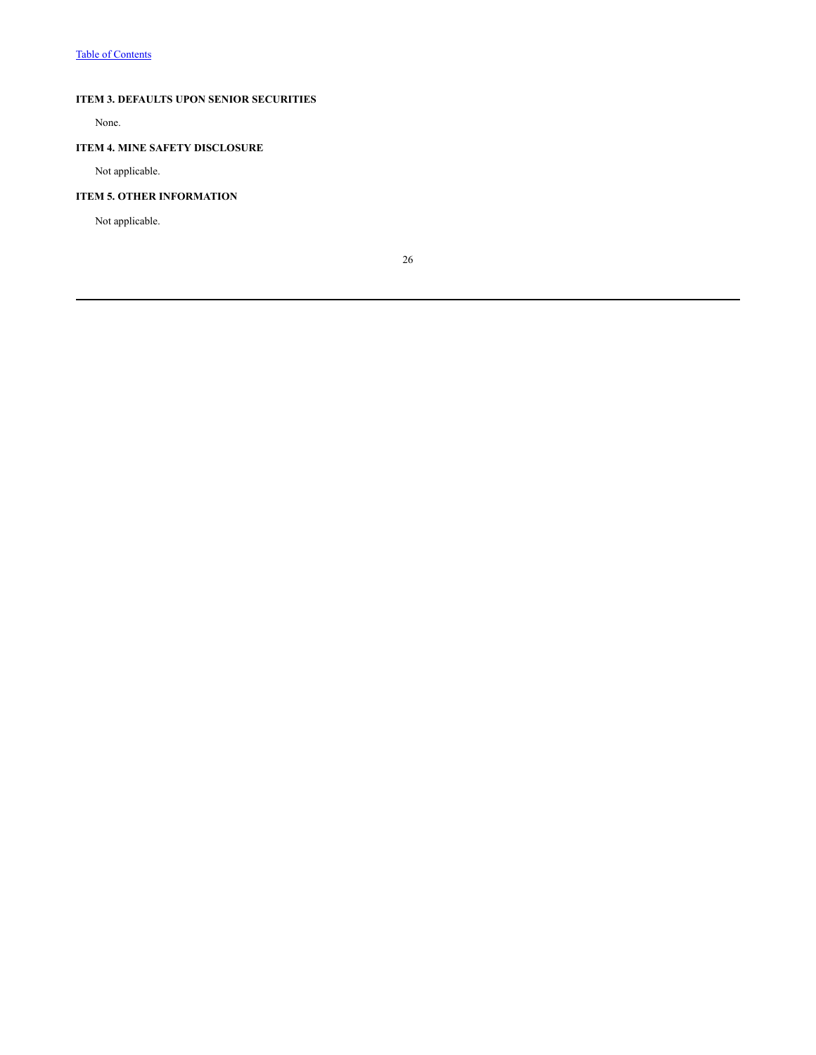### ITEM 3. DEFAULTS UPON SENIOR SECURITIES

None.

### ITEM 4. MINE SAFETY DISCLOSURE

Not applicable.

### ITEM 5. OTHER INFORMATION

Not applicable.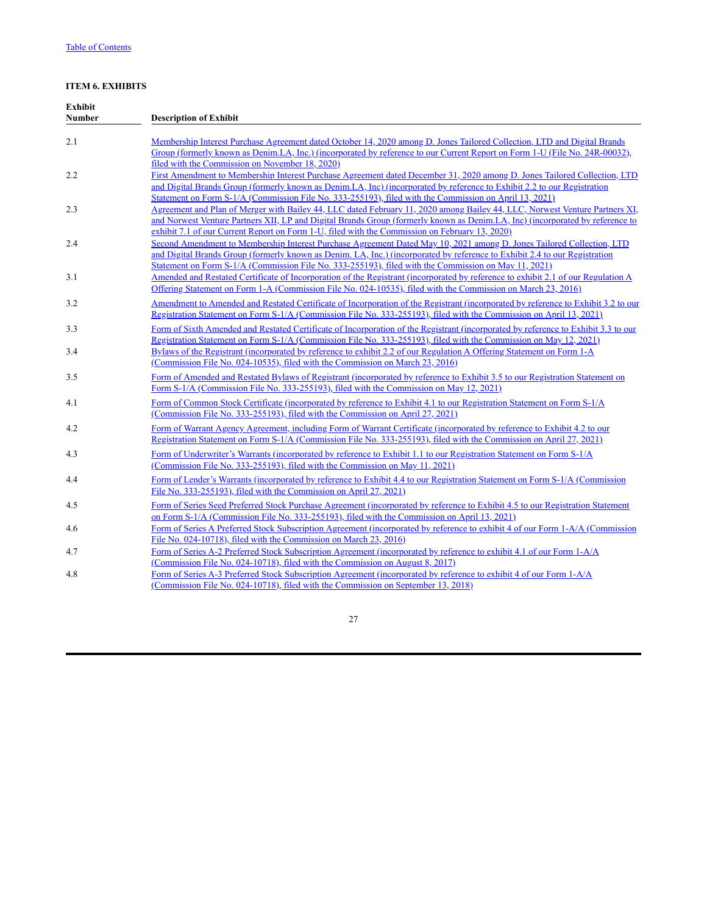Table of Contents

**ITEM 6. EXHIBITS**

| Exhibit Number | Description of Exhibit |
|---|---|
| 2.1 | Membership Interest Purchase Agreement dated October 14, 2020 among D. Jones Tailored Collection, LTD and Digital Brands Group (formerly known as Denim.LA, Inc.) (incorporated by reference to our Current Report on Form 1-U (File No. 24R-00032), filed with the Commission on November 18, 2020) |
| 2.2 | First Amendment to Membership Interest Purchase Agreement dated December 31, 2020 among D. Jones Tailored Collection, LTD and Digital Brands Group (formerly known as Denim.LA, Inc) (incorporated by reference to Exhibit 2.2 to our Registration Statement on Form S-1/A (Commission File No. 333-255193), filed with the Commission on April 13, 2021) |
| 2.3 | Agreement and Plan of Merger with Bailey 44, LLC dated February 11, 2020 among Bailey 44, LLC, Norwest Venture Partners XI, and Norwest Venture Partners XII, LP and Digital Brands Group (formerly known as Denim.LA, Inc) (incorporated by reference to exhibit 7.1 of our Current Report on Form 1-U, filed with the Commission on February 13, 2020) |
| 2.4 | Second Amendment to Membership Interest Purchase Agreement Dated May 10, 2021 among D. Jones Tailored Collection, LTD and Digital Brands Group (formerly known as Denim. LA, Inc.) (incorporated by reference to Exhibit 2.4 to our Registration Statement on Form S-1/A (Commission File No. 333-255193), filed with the Commission on May 11, 2021) |
| 3.1 | Amended and Restated Certificate of Incorporation of the Registrant (incorporated by reference to exhibit 2.1 of our Regulation A Offering Statement on Form 1-A (Commission File No. 024-10535), filed with the Commission on March 23, 2016) |
| 3.2 | Amendment to Amended and Restated Certificate of Incorporation of the Registrant (incorporated by reference to Exhibit 3.2 to our Registration Statement on Form S-1/A (Commission File No. 333-255193), filed with the Commission on April 13, 2021) |
| 3.3 | Form of Sixth Amended and Restated Certificate of Incorporation of the Registrant (incorporated by reference to Exhibit 3.3 to our Registration Statement on Form S-1/A (Commission File No. 333-255193), filed with the Commission on May 12, 2021) |
| 3.4 | Bylaws of the Registrant (incorporated by reference to exhibit 2.2 of our Regulation A Offering Statement on Form 1-A (Commission File No. 024-10535), filed with the Commission on March 23, 2016) |
| 3.5 | Form of Amended and Restated Bylaws of Registrant (incorporated by reference to Exhibit 3.5 to our Registration Statement on Form S-1/A (Commission File No. 333-255193), filed with the Commission on May 12, 2021) |
| 4.1 | Form of Common Stock Certificate (incorporated by reference to Exhibit 4.1 to our Registration Statement on Form S-1/A (Commission File No. 333-255193), filed with the Commission on April 27, 2021) |
| 4.2 | Form of Warrant Agency Agreement, including Form of Warrant Certificate (incorporated by reference to Exhibit 4.2 to our Registration Statement on Form S-1/A (Commission File No. 333-255193), filed with the Commission on April 27, 2021) |
| 4.3 | Form of Underwriter's Warrants (incorporated by reference to Exhibit 1.1 to our Registration Statement on Form S-1/A (Commission File No. 333-255193), filed with the Commission on May 11, 2021) |
| 4.4 | Form of Lender's Warrants (incorporated by reference to Exhibit 4.4 to our Registration Statement on Form S-1/A (Commission File No. 333-255193), filed with the Commission on April 27, 2021) |
| 4.5 | Form of Series Seed Preferred Stock Purchase Agreement (incorporated by reference to Exhibit 4.5 to our Registration Statement on Form S-1/A (Commission File No. 333-255193), filed with the Commission on April 13, 2021) |
| 4.6 | Form of Series A Preferred Stock Subscription Agreement (incorporated by reference to exhibit 4 of our Form 1-A/A (Commission File No. 024-10718), filed with the Commission on March 23, 2016) |
| 4.7 | Form of Series A-2 Preferred Stock Subscription Agreement (incorporated by reference to exhibit 4.1 of our Form 1-A/A (Commission File No. 024-10718), filed with the Commission on August 8, 2017) |
| 4.8 | Form of Series A-3 Preferred Stock Subscription Agreement (incorporated by reference to exhibit 4 of our Form 1-A/A (Commission File No. 024-10718), filed with the Commission on September 13, 2018) |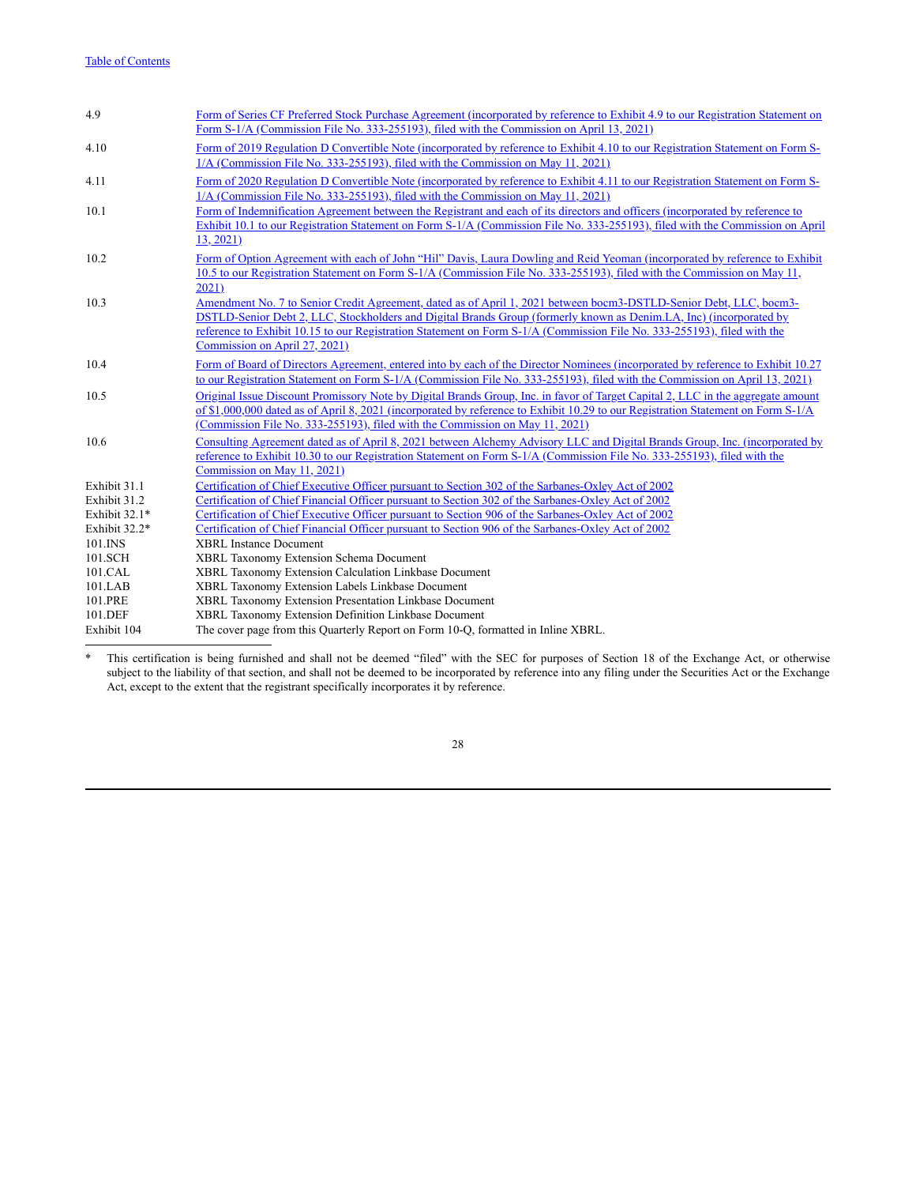| | |
|---|---|
| 4.9 | Form of Series CF Preferred Stock Purchase Agreement (incorporated by reference to Exhibit 4.9 to our Registration Statement on Form S-1/A (Commission File No. 333-255193), filed with the Commission on April 13, 2021) |
| 4.10 | Form of 2019 Regulation D Convertible Note (incorporated by reference to Exhibit 4.10 to our Registration Statement on Form S-1/A (Commission File No. 333-255193), filed with the Commission on May 11, 2021) |
| 4.11 | Form of 2020 Regulation D Convertible Note (incorporated by reference to Exhibit 4.11 to our Registration Statement on Form S-1/A (Commission File No. 333-255193), filed with the Commission on May 11, 2021) |
| 10.1 | Form of Indemnification Agreement between the Registrant and each of its directors and officers (incorporated by reference to Exhibit 10.1 to our Registration Statement on Form S-1/A (Commission File No. 333-255193), filed with the Commission on April 13, 2021) |
| 10.2 | Form of Option Agreement with each of John "Hil" Davis, Laura Dowling and Reid Yeoman (incorporated by reference to Exhibit 10.5 to our Registration Statement on Form S-1/A (Commission File No. 333-255193), filed with the Commission on May 11, 2021) |
| 10.3 | Amendment No. 7 to Senior Credit Agreement, dated as of April 1, 2021 between bocm3-DSTLD-Senior Debt, LLC, bocm3-DSTLD-Senior Debt 2, LLC, Stockholders and Digital Brands Group (formerly known as Denim.LA, Inc) (incorporated by reference to Exhibit 10.15 to our Registration Statement on Form S-1/A (Commission File No. 333-255193), filed with the Commission on April 27, 2021) |
| 10.4 | Form of Board of Directors Agreement, entered into by each of the Director Nominees (incorporated by reference to Exhibit 10.27 to our Registration Statement on Form S-1/A (Commission File No. 333-255193), filed with the Commission on April 13, 2021) |
| 10.5 | Original Issue Discount Promissory Note by Digital Brands Group, Inc. in favor of Target Capital 2, LLC in the aggregate amount of $1,000,000 dated as of April 8, 2021 (incorporated by reference to Exhibit 10.29 to our Registration Statement on Form S-1/A (Commission File No. 333-255193), filed with the Commission on May 11, 2021) |
| 10.6 | Consulting Agreement dated as of April 8, 2021 between Alchemy Advisory LLC and Digital Brands Group, Inc. (incorporated by reference to Exhibit 10.30 to our Registration Statement on Form S-1/A (Commission File No. 333-255193), filed with the Commission on May 11, 2021) |
| Exhibit 31.1 | Certification of Chief Executive Officer pursuant to Section 302 of the Sarbanes-Oxley Act of 2002 |
| Exhibit 31.2 | Certification of Chief Financial Officer pursuant to Section 302 of the Sarbanes-Oxley Act of 2002 |
| Exhibit 32.1* | Certification of Chief Executive Officer pursuant to Section 906 of the Sarbanes-Oxley Act of 2002 |
| Exhibit 32.2* | Certification of Chief Financial Officer pursuant to Section 906 of the Sarbanes-Oxley Act of 2002 |
| 101.INS | XBRL Instance Document |
| 101.SCH | XBRL Taxonomy Extension Schema Document |
| 101.CAL | XBRL Taxonomy Extension Calculation Linkbase Document |
| 101.LAB | XBRL Taxonomy Extension Labels Linkbase Document |
| 101.PRE | XBRL Taxonomy Extension Presentation Linkbase Document |
| 101.DEF | XBRL Taxonomy Extension Definition Linkbase Document |
| Exhibit 104 | The cover page from this Quarterly Report on Form 10-Q, formatted in Inline XBRL. |

---

\* This certification is being furnished and shall not be deemed "filed" with the SEC for purposes of Section 18 of the Exchange Act, or otherwise subject to the liability of that section, and shall not be deemed to be incorporated by reference into any filing under the Securities Act or the Exchange Act, except to the extent that the registrant specifically incorporates it by reference.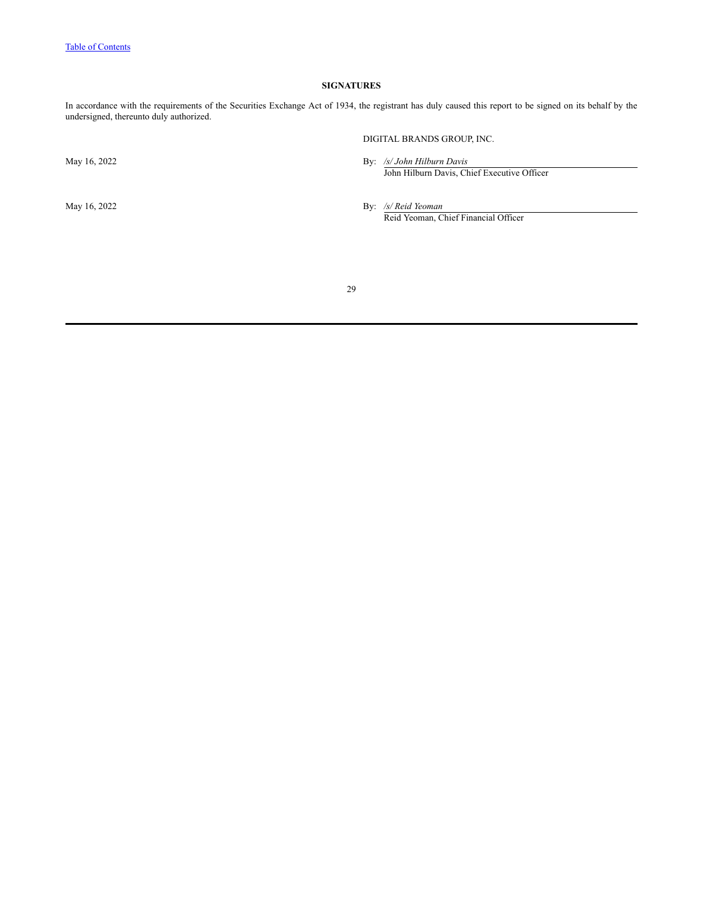## SIGNATURES

In accordance with the requirements of the Securities Exchange Act of 1934, the registrant has duly caused this report to be signed on its behalf by the undersigned, thereunto duly authorized.

DIGITAL BRANDS GROUP, INC.

| | |
|---|---|
| May 16, 2022 | By: */s/ John Hilburn Davis*<br>John Hilburn Davis, Chief Executive Officer |
| May 16, 2022 | By: */s/ Reid Yeoman*<br>Reid Yeoman, Chief Financial Officer |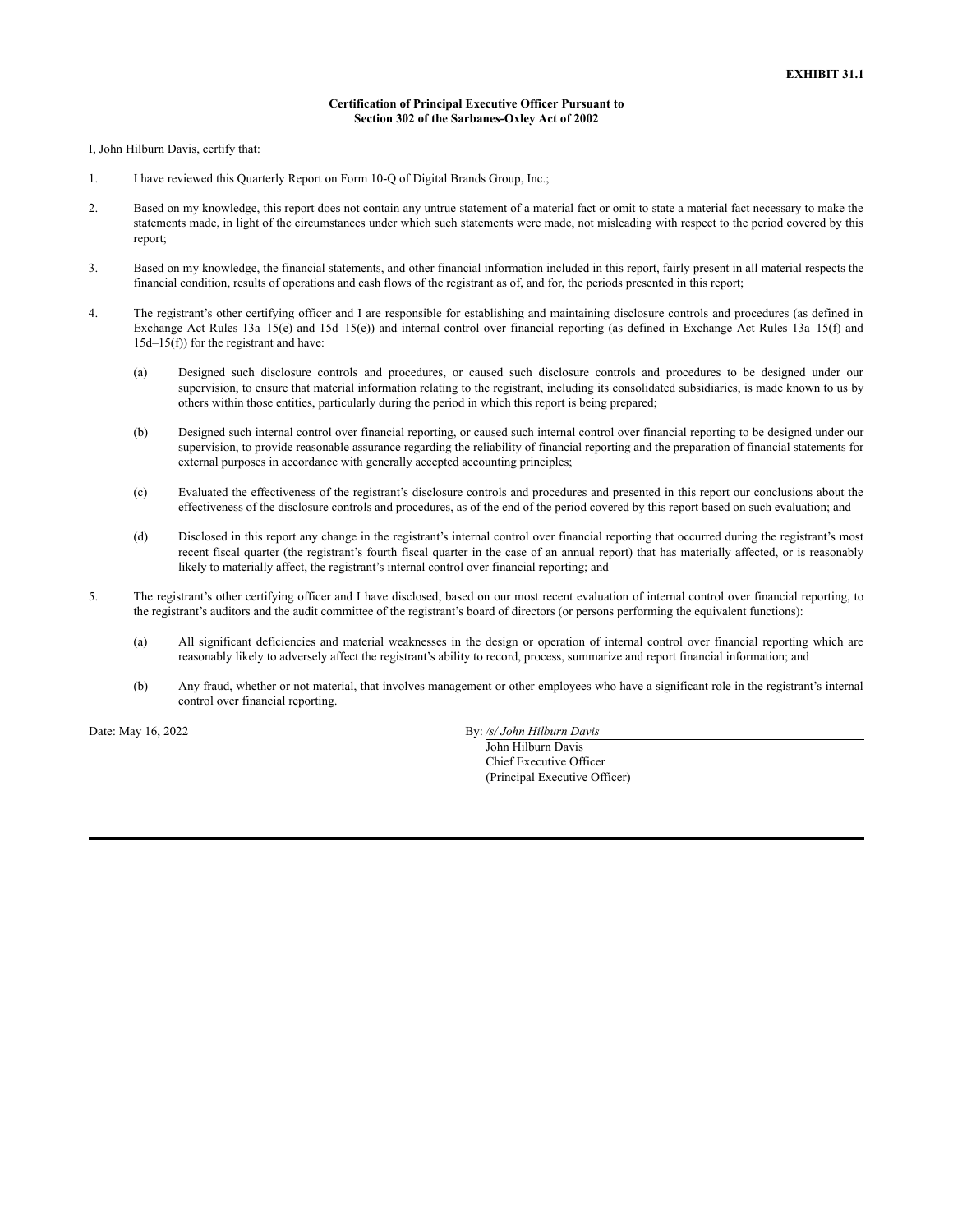**EXHIBIT 31.1**

**Certification of Principal Executive Officer Pursuant to Section 302 of the Sarbanes-Oxley Act of 2002**

I, John Hilburn Davis, certify that:

1. I have reviewed this Quarterly Report on Form 10-Q of Digital Brands Group, Inc.;

2. Based on my knowledge, this report does not contain any untrue statement of a material fact or omit to state a material fact necessary to make the statements made, in light of the circumstances under which such statements were made, not misleading with respect to the period covered by this report;

3. Based on my knowledge, the financial statements, and other financial information included in this report, fairly present in all material respects the financial condition, results of operations and cash flows of the registrant as of, and for, the periods presented in this report;

4. The registrant's other certifying officer and I are responsible for establishing and maintaining disclosure controls and procedures (as defined in Exchange Act Rules 13a–15(e) and 15d–15(e)) and internal control over financial reporting (as defined in Exchange Act Rules 13a–15(f) and 15d–15(f)) for the registrant and have:

   (a) Designed such disclosure controls and procedures, or caused such disclosure controls and procedures to be designed under our supervision, to ensure that material information relating to the registrant, including its consolidated subsidiaries, is made known to us by others within those entities, particularly during the period in which this report is being prepared;

   (b) Designed such internal control over financial reporting, or caused such internal control over financial reporting to be designed under our supervision, to provide reasonable assurance regarding the reliability of financial reporting and the preparation of financial statements for external purposes in accordance with generally accepted accounting principles;

   (c) Evaluated the effectiveness of the registrant's disclosure controls and procedures and presented in this report our conclusions about the effectiveness of the disclosure controls and procedures, as of the end of the period covered by this report based on such evaluation; and

   (d) Disclosed in this report any change in the registrant's internal control over financial reporting that occurred during the registrant's most recent fiscal quarter (the registrant's fourth fiscal quarter in the case of an annual report) that has materially affected, or is reasonably likely to materially affect, the registrant's internal control over financial reporting; and

5. The registrant's other certifying officer and I have disclosed, based on our most recent evaluation of internal control over financial reporting, to the registrant's auditors and the audit committee of the registrant's board of directors (or persons performing the equivalent functions):

   (a) All significant deficiencies and material weaknesses in the design or operation of internal control over financial reporting which are reasonably likely to adversely affect the registrant's ability to record, process, summarize and report financial information; and

   (b) Any fraud, whether or not material, that involves management or other employees who have a significant role in the registrant's internal control over financial reporting.

Date: May 16, 2022

By: */s/ John Hilburn Davis*
John Hilburn Davis
Chief Executive Officer
(Principal Executive Officer)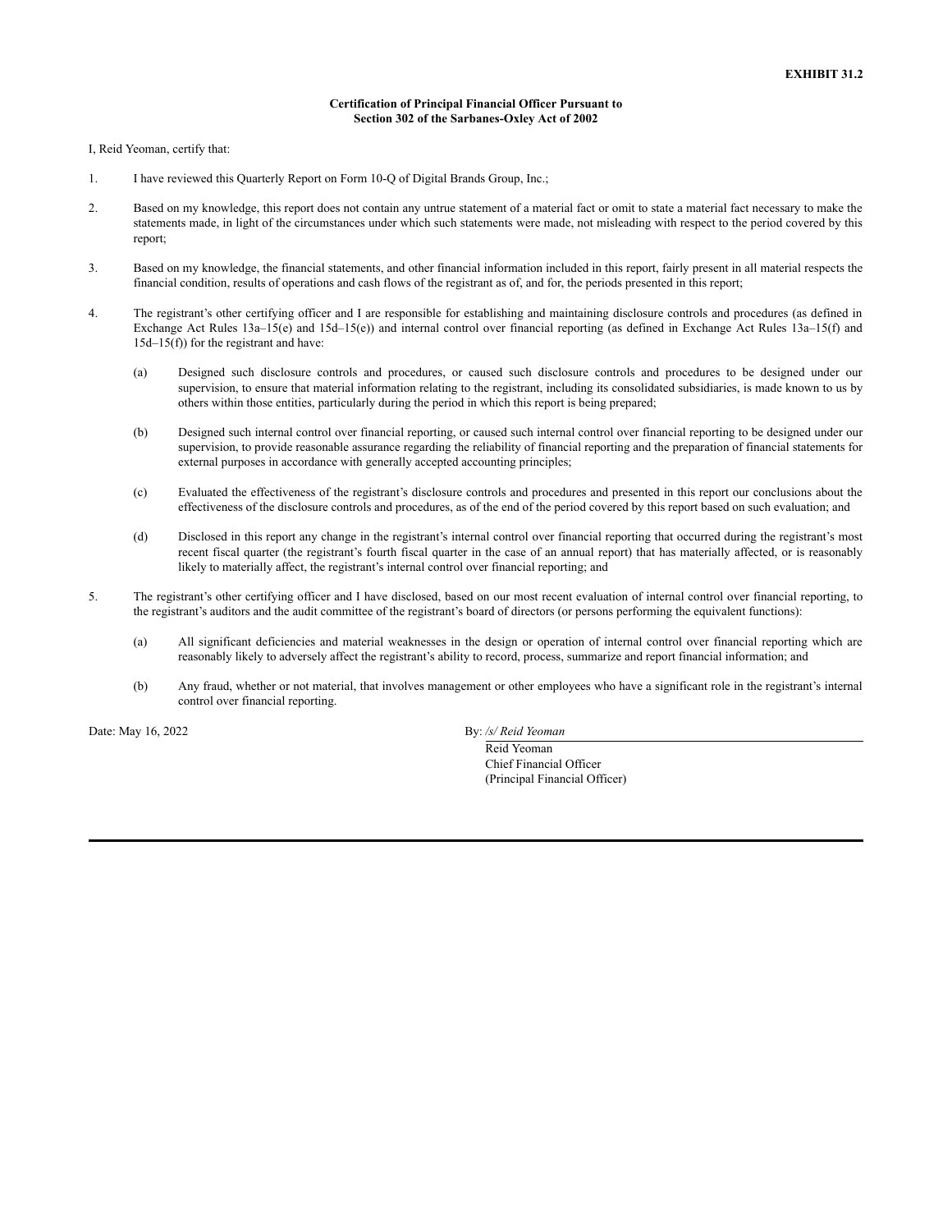**EXHIBIT 31.2**

**Certification of Principal Financial Officer Pursuant to Section 302 of the Sarbanes-Oxley Act of 2002**

I, Reid Yeoman, certify that:

1. I have reviewed this Quarterly Report on Form 10-Q of Digital Brands Group, Inc.;

2. Based on my knowledge, this report does not contain any untrue statement of a material fact or omit to state a material fact necessary to make the statements made, in light of the circumstances under which such statements were made, not misleading with respect to the period covered by this report;

3. Based on my knowledge, the financial statements, and other financial information included in this report, fairly present in all material respects the financial condition, results of operations and cash flows of the registrant as of, and for, the periods presented in this report;

4. The registrant's other certifying officer and I are responsible for establishing and maintaining disclosure controls and procedures (as defined in Exchange Act Rules 13a–15(e) and 15d–15(e)) and internal control over financial reporting (as defined in Exchange Act Rules 13a–15(f) and 15d–15(f)) for the registrant and have:

   (a) Designed such disclosure controls and procedures, or caused such disclosure controls and procedures to be designed under our supervision, to ensure that material information relating to the registrant, including its consolidated subsidiaries, is made known to us by others within those entities, particularly during the period in which this report is being prepared;

   (b) Designed such internal control over financial reporting, or caused such internal control over financial reporting to be designed under our supervision, to provide reasonable assurance regarding the reliability of financial reporting and the preparation of financial statements for external purposes in accordance with generally accepted accounting principles;

   (c) Evaluated the effectiveness of the registrant's disclosure controls and procedures and presented in this report our conclusions about the effectiveness of the disclosure controls and procedures, as of the end of the period covered by this report based on such evaluation; and

   (d) Disclosed in this report any change in the registrant's internal control over financial reporting that occurred during the registrant's most recent fiscal quarter (the registrant's fourth fiscal quarter in the case of an annual report) that has materially affected, or is reasonably likely to materially affect, the registrant's internal control over financial reporting; and

5. The registrant's other certifying officer and I have disclosed, based on our most recent evaluation of internal control over financial reporting, to the registrant's auditors and the audit committee of the registrant's board of directors (or persons performing the equivalent functions):

   (a) All significant deficiencies and material weaknesses in the design or operation of internal control over financial reporting which are reasonably likely to adversely affect the registrant's ability to record, process, summarize and report financial information; and

   (b) Any fraud, whether or not material, that involves management or other employees who have a significant role in the registrant's internal control over financial reporting.

Date: May 16, 2022

By: */s/ Reid Yeoman*

Reid Yeoman
Chief Financial Officer
(Principal Financial Officer)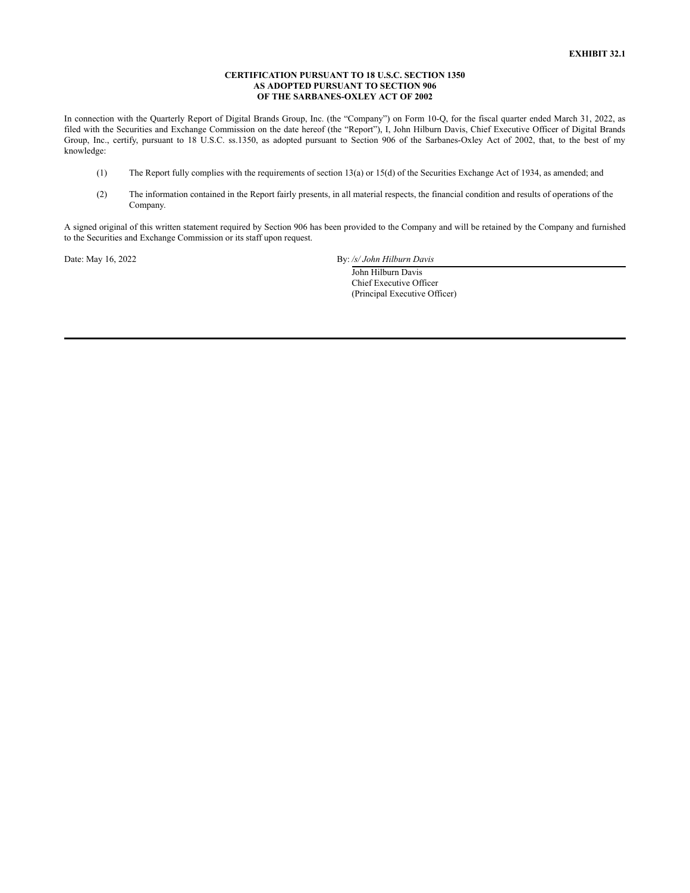**EXHIBIT 32.1**

**CERTIFICATION PURSUANT TO 18 U.S.C. SECTION 1350**
**AS ADOPTED PURSUANT TO SECTION 906**
**OF THE SARBANES-OXLEY ACT OF 2002**

In connection with the Quarterly Report of Digital Brands Group, Inc. (the "Company") on Form 10-Q, for the fiscal quarter ended March 31, 2022, as filed with the Securities and Exchange Commission on the date hereof (the "Report"), I, John Hilburn Davis, Chief Executive Officer of Digital Brands Group, Inc., certify, pursuant to 18 U.S.C. ss.1350, as adopted pursuant to Section 906 of the Sarbanes-Oxley Act of 2002, that, to the best of my knowledge:

(1) The Report fully complies with the requirements of section 13(a) or 15(d) of the Securities Exchange Act of 1934, as amended; and

(2) The information contained in the Report fairly presents, in all material respects, the financial condition and results of operations of the Company.

A signed original of this written statement required by Section 906 has been provided to the Company and will be retained by the Company and furnished to the Securities and Exchange Commission or its staff upon request.

Date: May 16, 2022

By: */s/ John Hilburn Davis*
John Hilburn Davis
Chief Executive Officer
(Principal Executive Officer)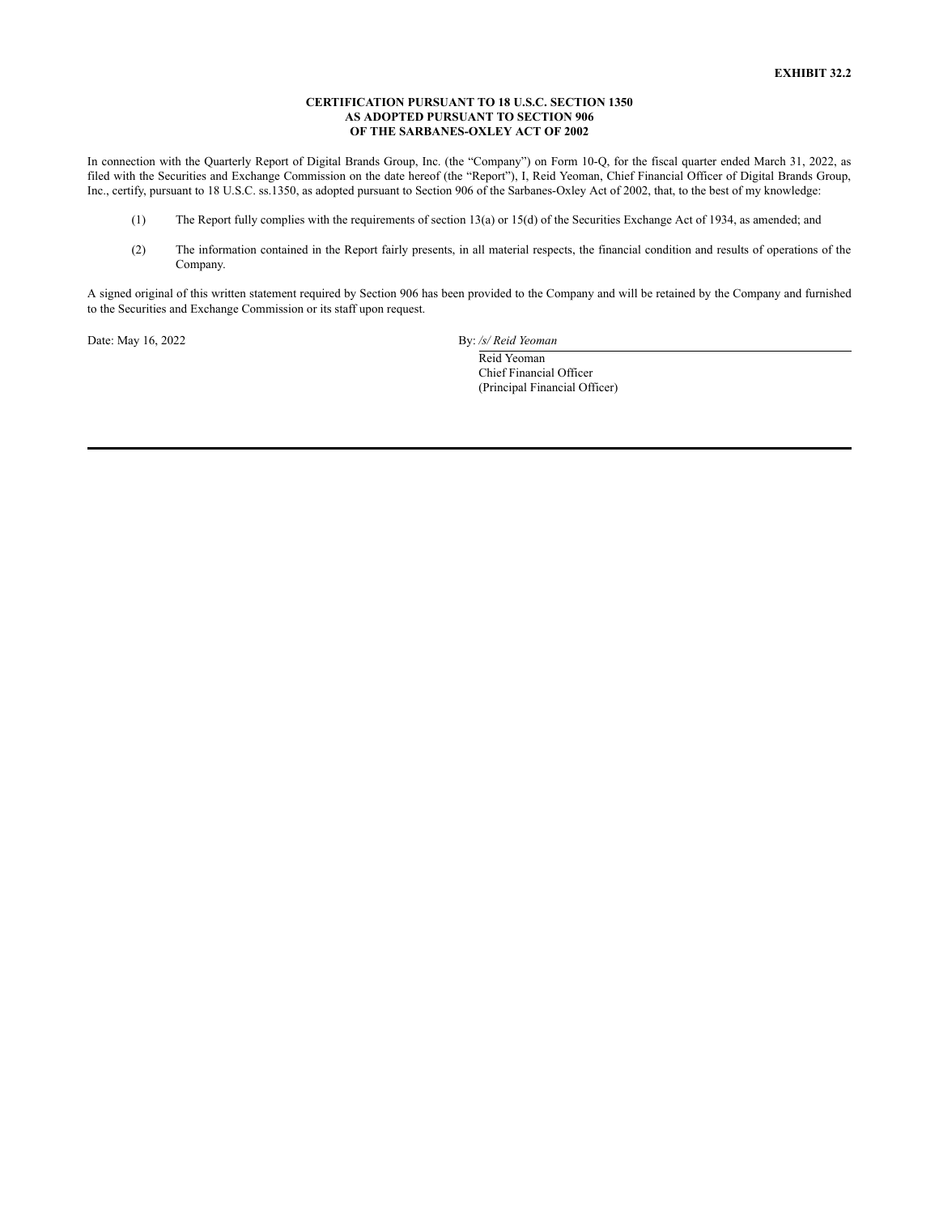**EXHIBIT 32.2**

**CERTIFICATION PURSUANT TO 18 U.S.C. SECTION 1350**
**AS ADOPTED PURSUANT TO SECTION 906**
**OF THE SARBANES-OXLEY ACT OF 2002**

In connection with the Quarterly Report of Digital Brands Group, Inc. (the "Company") on Form 10-Q, for the fiscal quarter ended March 31, 2022, as filed with the Securities and Exchange Commission on the date hereof (the "Report"), I, Reid Yeoman, Chief Financial Officer of Digital Brands Group, Inc., certify, pursuant to 18 U.S.C. ss.1350, as adopted pursuant to Section 906 of the Sarbanes-Oxley Act of 2002, that, to the best of my knowledge:

(1) The Report fully complies with the requirements of section 13(a) or 15(d) of the Securities Exchange Act of 1934, as amended; and

(2) The information contained in the Report fairly presents, in all material respects, the financial condition and results of operations of the Company.

A signed original of this written statement required by Section 906 has been provided to the Company and will be retained by the Company and furnished to the Securities and Exchange Commission or its staff upon request.

Date: May 16, 2022

By: */s/ Reid Yeoman*
Reid Yeoman
Chief Financial Officer
(Principal Financial Officer)